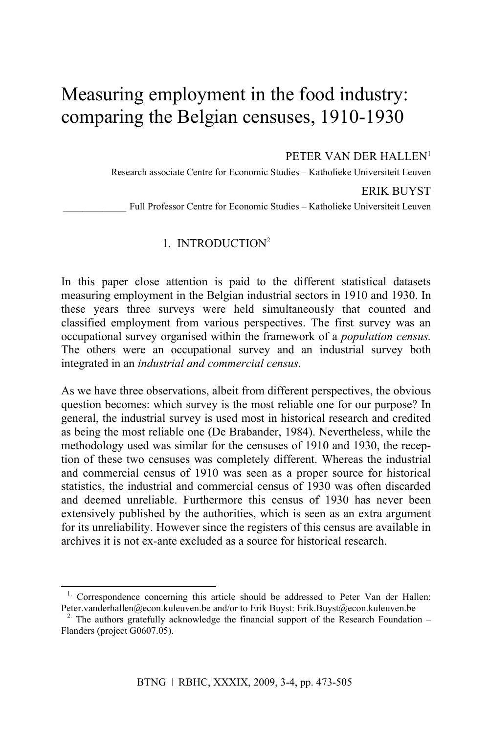# Measuring employment in the food industry: comparing the Belgian censuses, 1910-1930

PETER VAN DER HALLEN[1]

Research associate Centre for Economic Studies – Katholieke Universiteit Leuven

ERIK BUYST

Full Professor Centre for Economic Studies – Katholieke Universiteit Leuven

## 1. INTRODUCTION[2]

In this paper close attention is paid to the different statistical datasets measuring employment in the Belgian industrial sectors in 1910 and 1930. In these years three surveys were held simultaneously that counted and classified employment from various perspectives. The first survey was an occupational survey organised within the framework of a *population census.* The others were an occupational survey and an industrial survey both integrated in an *industrial and commercial census*.

As we have three observations, albeit from different perspectives, the obvious question becomes: which survey is the most reliable one for our purpose? In general, the industrial survey is used most in historical research and credited as being the most reliable one (De Brabander, 1984). Nevertheless, while the methodology used was similar for the censuses of 1910 and 1930, the reception of these two censuses was completely different. Whereas the industrial and commercial census of 1910 was seen as a proper source for historical statistics, the industrial and commercial census of 1930 was often discarded and deemed unreliable. Furthermore this census of 1930 has never been extensively published by the authorities, which is seen as an extra argument for its unreliability. However since the registers of this census are available in archives it is not ex-ante excluded as a source for historical research.

---

[1] Correspondence concerning this article should be addressed to Peter Van der Hallen: Peter.vanderhallen@econ.kuleuven.be and/or to Erik Buyst: Erik.Buyst@econ.kuleuven.be

[2] The authors gratefully acknowledge the financial support of the Research Foundation – Flanders (project G0607.05).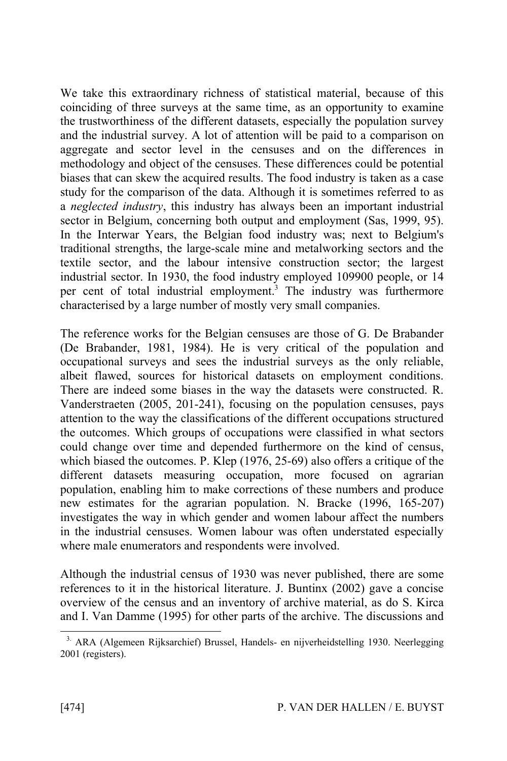We take this extraordinary richness of statistical material, because of this coinciding of three surveys at the same time, as an opportunity to examine the trustworthiness of the different datasets, especially the population survey and the industrial survey. A lot of attention will be paid to a comparison on aggregate and sector level in the censuses and on the differences in methodology and object of the censuses. These differences could be potential biases that can skew the acquired results. The food industry is taken as a case study for the comparison of the data. Although it is sometimes referred to as a *neglected industry*, this industry has always been an important industrial sector in Belgium, concerning both output and employment (Sas, 1999, 95). In the Interwar Years, the Belgian food industry was; next to Belgium's traditional strengths, the large-scale mine and metalworking sectors and the textile sector, and the labour intensive construction sector; the largest industrial sector. In 1930, the food industry employed 109900 people, or 14 per cent of total industrial employment.[3] The industry was furthermore characterised by a large number of mostly very small companies.

The reference works for the Belgian censuses are those of G. De Brabander (De Brabander, 1981, 1984). He is very critical of the population and occupational surveys and sees the industrial surveys as the only reliable, albeit flawed, sources for historical datasets on employment conditions. There are indeed some biases in the way the datasets were constructed. R. Vanderstraeten (2005, 201-241), focusing on the population censuses, pays attention to the way the classifications of the different occupations structured the outcomes. Which groups of occupations were classified in what sectors could change over time and depended furthermore on the kind of census, which biased the outcomes. P. Klep (1976, 25-69) also offers a critique of the different datasets measuring occupation, more focused on agrarian population, enabling him to make corrections of these numbers and produce new estimates for the agrarian population. N. Bracke (1996, 165-207) investigates the way in which gender and women labour affect the numbers in the industrial censuses. Women labour was often understated especially where male enumerators and respondents were involved.

Although the industrial census of 1930 was never published, there are some references to it in the historical literature. J. Buntinx (2002) gave a concise overview of the census and an inventory of archive material, as do S. Kirca and I. Van Damme (1995) for other parts of the archive. The discussions and

[3] ARA (Algemeen Rijksarchief) Brussel, Handels- en nijverheidstelling 1930. Neerlegging 2001 (registers).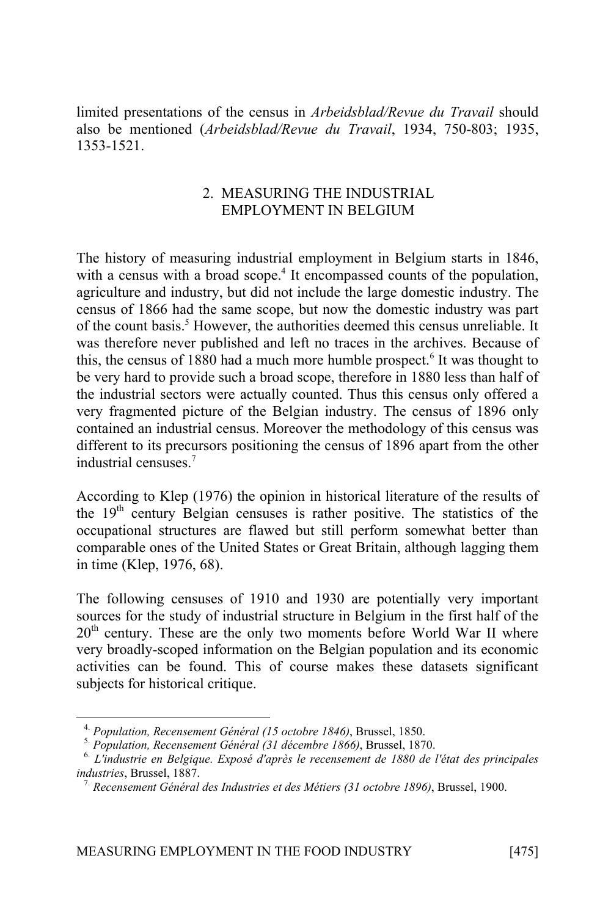limited presentations of the census in *Arbeidsblad/Revue du Travail* should also be mentioned (*Arbeidsblad/Revue du Travail*, 1934, 750-803; 1935, 1353-1521.

## 2. MEASURING THE INDUSTRIAL EMPLOYMENT IN BELGIUM

The history of measuring industrial employment in Belgium starts in 1846, with a census with a broad scope.[4] It encompassed counts of the population, agriculture and industry, but did not include the large domestic industry. The census of 1866 had the same scope, but now the domestic industry was part of the count basis.[5] However, the authorities deemed this census unreliable. It was therefore never published and left no traces in the archives. Because of this, the census of 1880 had a much more humble prospect.[6] It was thought to be very hard to provide such a broad scope, therefore in 1880 less than half of the industrial sectors were actually counted. Thus this census only offered a very fragmented picture of the Belgian industry. The census of 1896 only contained an industrial census. Moreover the methodology of this census was different to its precursors positioning the census of 1896 apart from the other industrial censuses.[7]

According to Klep (1976) the opinion in historical literature of the results of the 19th century Belgian censuses is rather positive. The statistics of the occupational structures are flawed but still perform somewhat better than comparable ones of the United States or Great Britain, although lagging them in time (Klep, 1976, 68).

The following censuses of 1910 and 1930 are potentially very important sources for the study of industrial structure in Belgium in the first half of the 20th century. These are the only two moments before World War II where very broadly-scoped information on the Belgian population and its economic activities can be found. This of course makes these datasets significant subjects for historical critique.

---

[4] *Population, Recensement Général (15 octobre 1846)*, Brussel, 1850.

[5] *Population, Recensement Général (31 décembre 1866)*, Brussel, 1870.

[6] *L'industrie en Belgique. Exposé d'après le recensement de 1880 de l'état des principales industries*, Brussel, 1887.

[7] *Recensement Général des Industries et des Métiers (31 octobre 1896)*, Brussel, 1900.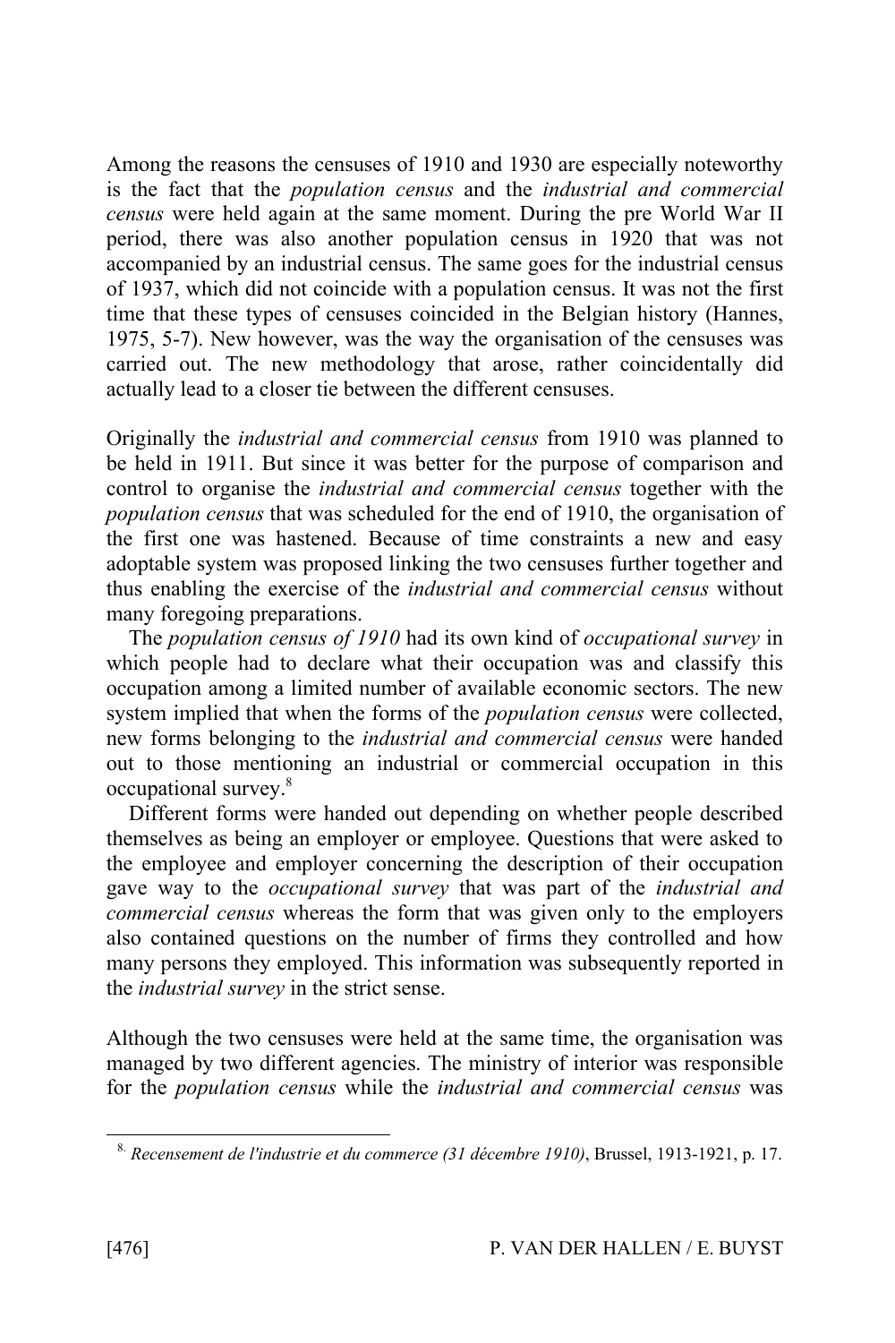Among the reasons the censuses of 1910 and 1930 are especially noteworthy is the fact that the *population census* and the *industrial and commercial census* were held again at the same moment. During the pre World War II period, there was also another population census in 1920 that was not accompanied by an industrial census. The same goes for the industrial census of 1937, which did not coincide with a population census. It was not the first time that these types of censuses coincided in the Belgian history (Hannes, 1975, 5-7). New however, was the way the organisation of the censuses was carried out. The new methodology that arose, rather coincidentally did actually lead to a closer tie between the different censuses.

Originally the *industrial and commercial census* from 1910 was planned to be held in 1911. But since it was better for the purpose of comparison and control to organise the *industrial and commercial census* together with the *population census* that was scheduled for the end of 1910, the organisation of the first one was hastened. Because of time constraints a new and easy adoptable system was proposed linking the two censuses further together and thus enabling the exercise of the *industrial and commercial census* without many foregoing preparations.

The *population census of 1910* had its own kind of *occupational survey* in which people had to declare what their occupation was and classify this occupation among a limited number of available economic sectors. The new system implied that when the forms of the *population census* were collected, new forms belonging to the *industrial and commercial census* were handed out to those mentioning an industrial or commercial occupation in this occupational survey.[8]

Different forms were handed out depending on whether people described themselves as being an employer or employee. Questions that were asked to the employee and employer concerning the description of their occupation gave way to the *occupational survey* that was part of the *industrial and commercial census* whereas the form that was given only to the employers also contained questions on the number of firms they controlled and how many persons they employed. This information was subsequently reported in the *industrial survey* in the strict sense.

Although the two censuses were held at the same time, the organisation was managed by two different agencies. The ministry of interior was responsible for the *population census* while the *industrial and commercial census* was

---

[8] *Recensement de l'industrie et du commerce (31 décembre 1910)*, Brussel, 1913-1921, p. 17.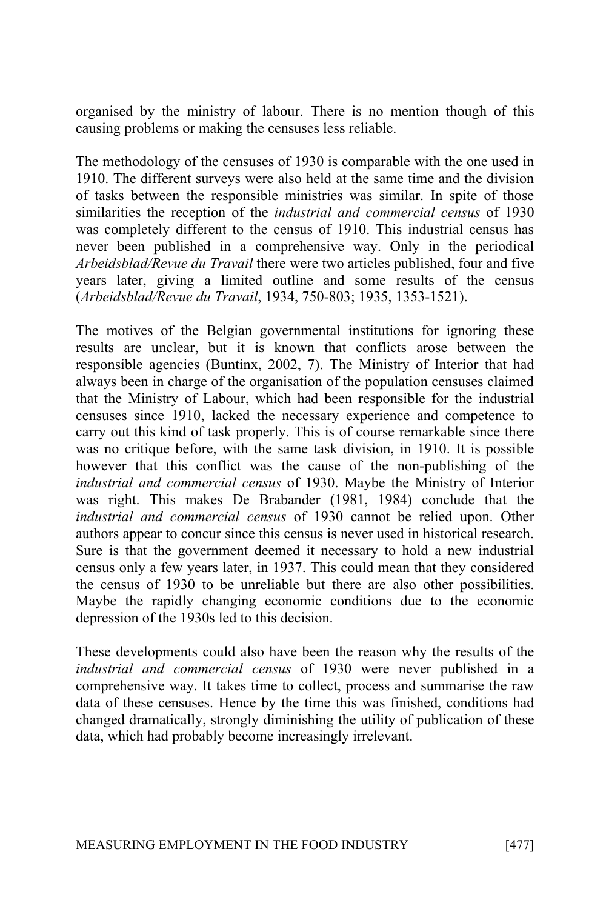organised by the ministry of labour. There is no mention though of this causing problems or making the censuses less reliable.

The methodology of the censuses of 1930 is comparable with the one used in 1910. The different surveys were also held at the same time and the division of tasks between the responsible ministries was similar. In spite of those similarities the reception of the *industrial and commercial census* of 1930 was completely different to the census of 1910. This industrial census has never been published in a comprehensive way. Only in the periodical *Arbeidsblad/Revue du Travail* there were two articles published, four and five years later, giving a limited outline and some results of the census (*Arbeidsblad/Revue du Travail*, 1934, 750-803; 1935, 1353-1521).

The motives of the Belgian governmental institutions for ignoring these results are unclear, but it is known that conflicts arose between the responsible agencies (Buntinx, 2002, 7). The Ministry of Interior that had always been in charge of the organisation of the population censuses claimed that the Ministry of Labour, which had been responsible for the industrial censuses since 1910, lacked the necessary experience and competence to carry out this kind of task properly. This is of course remarkable since there was no critique before, with the same task division, in 1910. It is possible however that this conflict was the cause of the non-publishing of the *industrial and commercial census* of 1930. Maybe the Ministry of Interior was right. This makes De Brabander (1981, 1984) conclude that the *industrial and commercial census* of 1930 cannot be relied upon. Other authors appear to concur since this census is never used in historical research. Sure is that the government deemed it necessary to hold a new industrial census only a few years later, in 1937. This could mean that they considered the census of 1930 to be unreliable but there are also other possibilities. Maybe the rapidly changing economic conditions due to the economic depression of the 1930s led to this decision.

These developments could also have been the reason why the results of the *industrial and commercial census* of 1930 were never published in a comprehensive way. It takes time to collect, process and summarise the raw data of these censuses. Hence by the time this was finished, conditions had changed dramatically, strongly diminishing the utility of publication of these data, which had probably become increasingly irrelevant.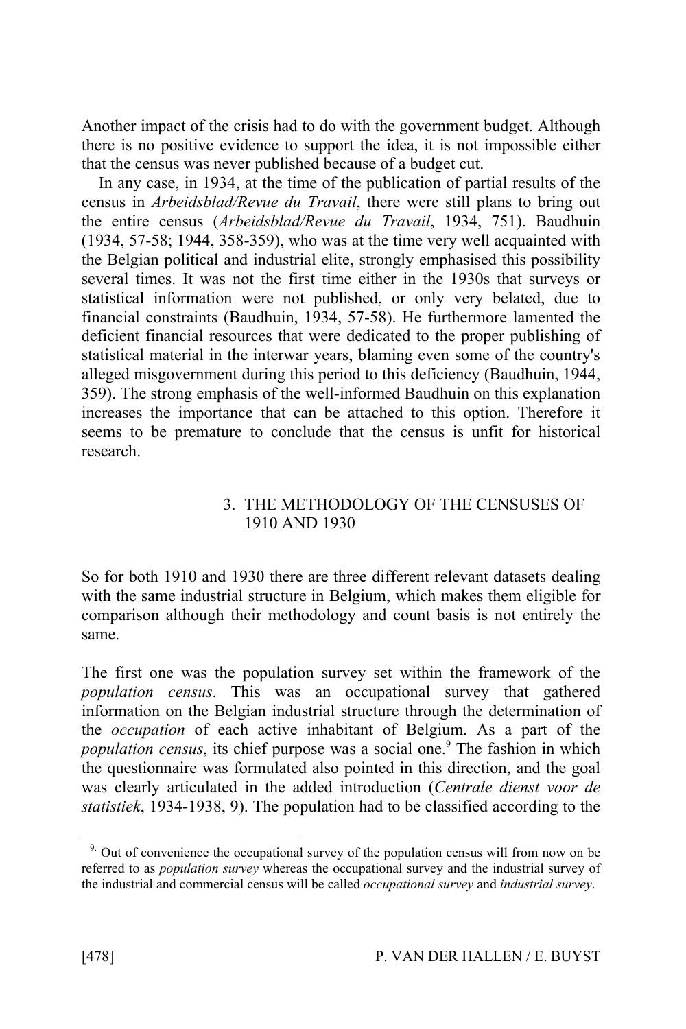Another impact of the crisis had to do with the government budget. Although there is no positive evidence to support the idea, it is not impossible either that the census was never published because of a budget cut.

In any case, in 1934, at the time of the publication of partial results of the census in *Arbeidsblad/Revue du Travail*, there were still plans to bring out the entire census (*Arbeidsblad/Revue du Travail*, 1934, 751). Baudhuin (1934, 57-58; 1944, 358-359), who was at the time very well acquainted with the Belgian political and industrial elite, strongly emphasised this possibility several times. It was not the first time either in the 1930s that surveys or statistical information were not published, or only very belated, due to financial constraints (Baudhuin, 1934, 57-58). He furthermore lamented the deficient financial resources that were dedicated to the proper publishing of statistical material in the interwar years, blaming even some of the country's alleged misgovernment during this period to this deficiency (Baudhuin, 1944, 359). The strong emphasis of the well-informed Baudhuin on this explanation increases the importance that can be attached to this option. Therefore it seems to be premature to conclude that the census is unfit for historical research.

## 3. THE METHODOLOGY OF THE CENSUSES OF 1910 AND 1930

So for both 1910 and 1930 there are three different relevant datasets dealing with the same industrial structure in Belgium, which makes them eligible for comparison although their methodology and count basis is not entirely the same.

The first one was the population survey set within the framework of the *population census*. This was an occupational survey that gathered information on the Belgian industrial structure through the determination of the *occupation* of each active inhabitant of Belgium. As a part of the *population census*, its chief purpose was a social one.[9] The fashion in which the questionnaire was formulated also pointed in this direction, and the goal was clearly articulated in the added introduction (*Centrale dienst voor de statistiek*, 1934-1938, 9). The population had to be classified according to the

[9] Out of convenience the occupational survey of the population census will from now on be referred to as *population survey* whereas the occupational survey and the industrial survey of the industrial and commercial census will be called *occupational survey* and *industrial survey*.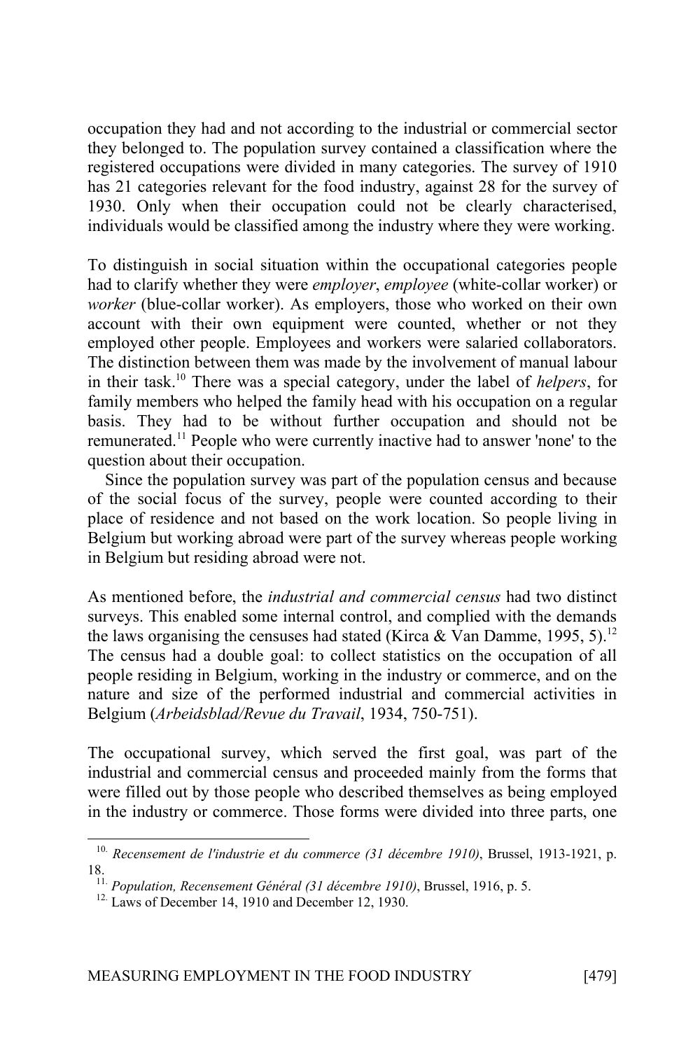occupation they had and not according to the industrial or commercial sector they belonged to. The population survey contained a classification where the registered occupations were divided in many categories. The survey of 1910 has 21 categories relevant for the food industry, against 28 for the survey of 1930. Only when their occupation could not be clearly characterised, individuals would be classified among the industry where they were working.

To distinguish in social situation within the occupational categories people had to clarify whether they were *employer*, *employee* (white-collar worker) or *worker* (blue-collar worker). As employers, those who worked on their own account with their own equipment were counted, whether or not they employed other people. Employees and workers were salaried collaborators. The distinction between them was made by the involvement of manual labour in their task.[10] There was a special category, under the label of *helpers*, for family members who helped the family head with his occupation on a regular basis. They had to be without further occupation and should not be remunerated.[11] People who were currently inactive had to answer 'none' to the question about their occupation.

Since the population survey was part of the population census and because of the social focus of the survey, people were counted according to their place of residence and not based on the work location. So people living in Belgium but working abroad were part of the survey whereas people working in Belgium but residing abroad were not.

As mentioned before, the *industrial and commercial census* had two distinct surveys. This enabled some internal control, and complied with the demands the laws organising the censuses had stated (Kirca & Van Damme, 1995, 5).[12] The census had a double goal: to collect statistics on the occupation of all people residing in Belgium, working in the industry or commerce, and on the nature and size of the performed industrial and commercial activities in Belgium (*Arbeidsblad/Revue du Travail*, 1934, 750-751).

The occupational survey, which served the first goal, was part of the industrial and commercial census and proceeded mainly from the forms that were filled out by those people who described themselves as being employed in the industry or commerce. Those forms were divided into three parts, one

---

[10] *Recensement de l'industrie et du commerce (31 décembre 1910)*, Brussel, 1913-1921, p. 18.

[11] *Population, Recensement Général (31 décembre 1910)*, Brussel, 1916, p. 5.

[12] Laws of December 14, 1910 and December 12, 1930.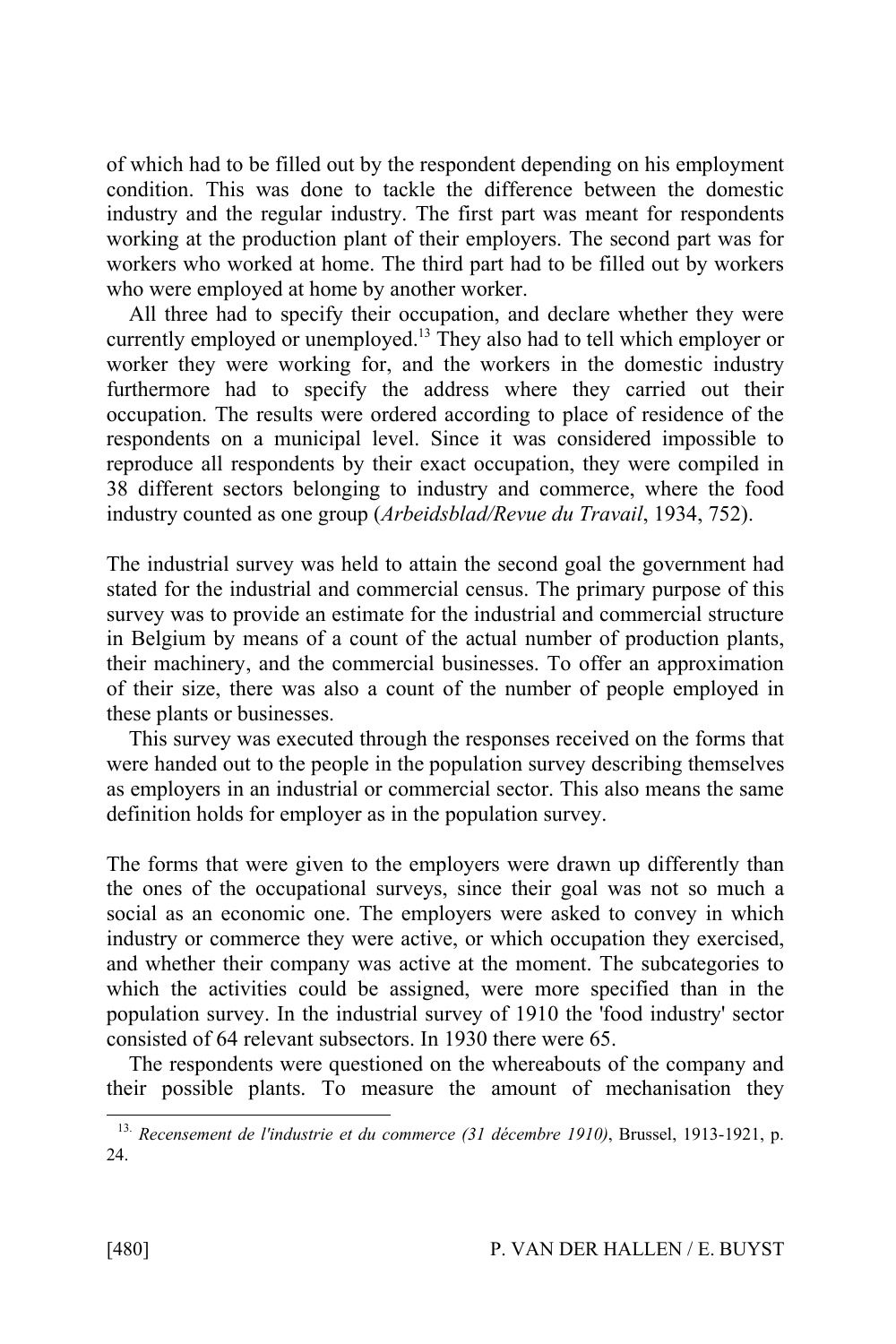of which had to be filled out by the respondent depending on his employment condition. This was done to tackle the difference between the domestic industry and the regular industry. The first part was meant for respondents working at the production plant of their employers. The second part was for workers who worked at home. The third part had to be filled out by workers who were employed at home by another worker.

All three had to specify their occupation, and declare whether they were currently employed or unemployed.[13] They also had to tell which employer or worker they were working for, and the workers in the domestic industry furthermore had to specify the address where they carried out their occupation. The results were ordered according to place of residence of the respondents on a municipal level. Since it was considered impossible to reproduce all respondents by their exact occupation, they were compiled in 38 different sectors belonging to industry and commerce, where the food industry counted as one group (*Arbeidsblad/Revue du Travail*, 1934, 752).

The industrial survey was held to attain the second goal the government had stated for the industrial and commercial census. The primary purpose of this survey was to provide an estimate for the industrial and commercial structure in Belgium by means of a count of the actual number of production plants, their machinery, and the commercial businesses. To offer an approximation of their size, there was also a count of the number of people employed in these plants or businesses.

This survey was executed through the responses received on the forms that were handed out to the people in the population survey describing themselves as employers in an industrial or commercial sector. This also means the same definition holds for employer as in the population survey.

The forms that were given to the employers were drawn up differently than the ones of the occupational surveys, since their goal was not so much a social as an economic one. The employers were asked to convey in which industry or commerce they were active, or which occupation they exercised, and whether their company was active at the moment. The subcategories to which the activities could be assigned, were more specified than in the population survey. In the industrial survey of 1910 the 'food industry' sector consisted of 64 relevant subsectors. In 1930 there were 65.

The respondents were questioned on the whereabouts of the company and their possible plants. To measure the amount of mechanisation they

---

[13] *Recensement de l'industrie et du commerce (31 décembre 1910)*, Brussel, 1913-1921, p. 24.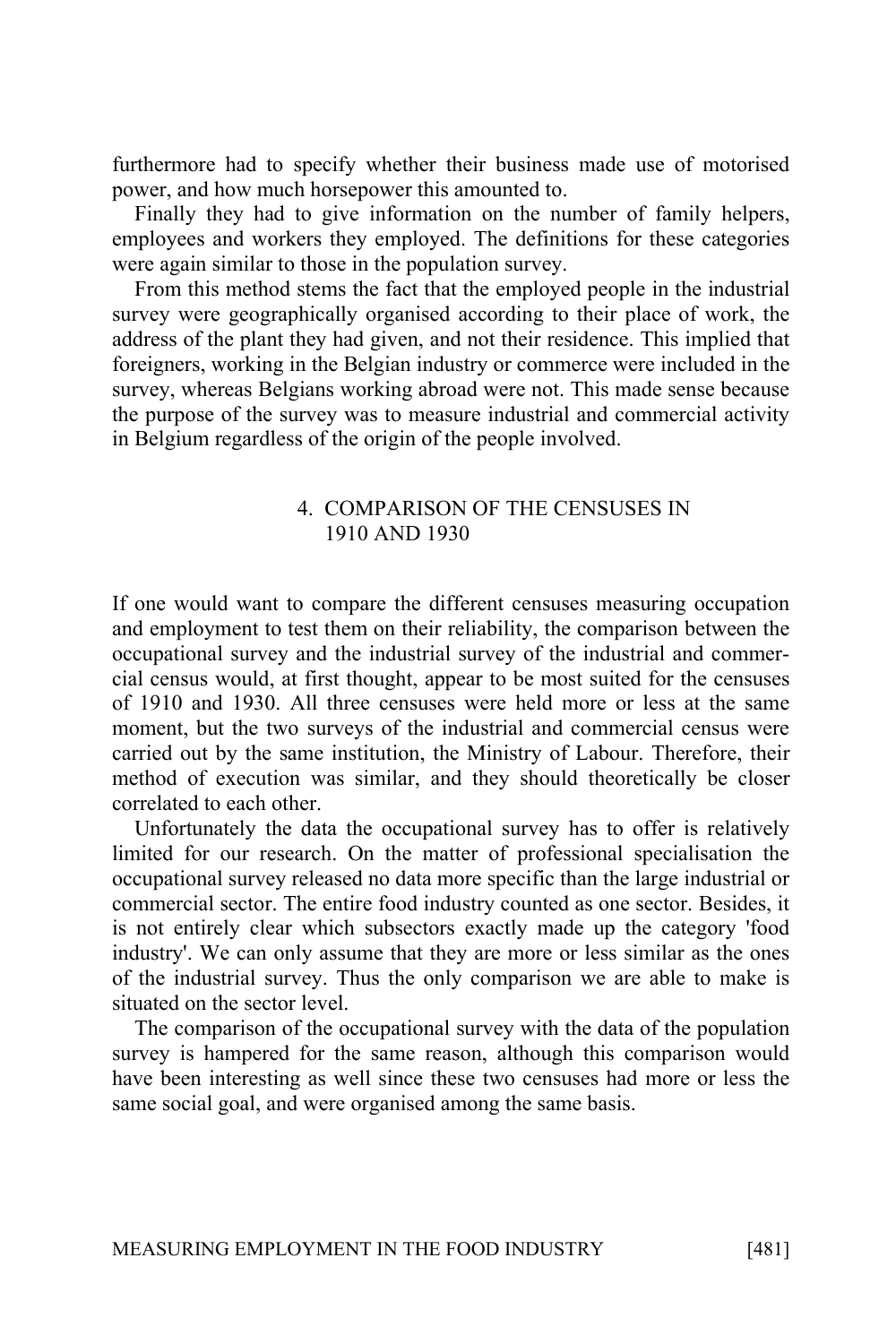furthermore had to specify whether their business made use of motorised power, and how much horsepower this amounted to.

Finally they had to give information on the number of family helpers, employees and workers they employed. The definitions for these categories were again similar to those in the population survey.

From this method stems the fact that the employed people in the industrial survey were geographically organised according to their place of work, the address of the plant they had given, and not their residence. This implied that foreigners, working in the Belgian industry or commerce were included in the survey, whereas Belgians working abroad were not. This made sense because the purpose of the survey was to measure industrial and commercial activity in Belgium regardless of the origin of the people involved.

## 4. COMPARISON OF THE CENSUSES IN 1910 AND 1930

If one would want to compare the different censuses measuring occupation and employment to test them on their reliability, the comparison between the occupational survey and the industrial survey of the industrial and commercial census would, at first thought, appear to be most suited for the censuses of 1910 and 1930. All three censuses were held more or less at the same moment, but the two surveys of the industrial and commercial census were carried out by the same institution, the Ministry of Labour. Therefore, their method of execution was similar, and they should theoretically be closer correlated to each other.

Unfortunately the data the occupational survey has to offer is relatively limited for our research. On the matter of professional specialisation the occupational survey released no data more specific than the large industrial or commercial sector. The entire food industry counted as one sector. Besides, it is not entirely clear which subsectors exactly made up the category 'food industry'. We can only assume that they are more or less similar as the ones of the industrial survey. Thus the only comparison we are able to make is situated on the sector level.

The comparison of the occupational survey with the data of the population survey is hampered for the same reason, although this comparison would have been interesting as well since these two censuses had more or less the same social goal, and were organised among the same basis.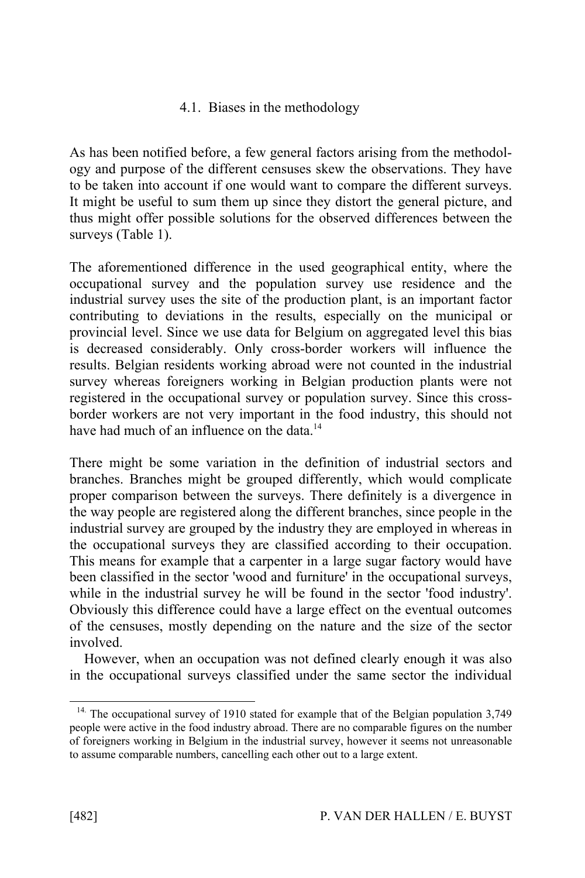### 4.1. Biases in the methodology

As has been notified before, a few general factors arising from the methodology and purpose of the different censuses skew the observations. They have to be taken into account if one would want to compare the different surveys. It might be useful to sum them up since they distort the general picture, and thus might offer possible solutions for the observed differences between the surveys (Table 1).

The aforementioned difference in the used geographical entity, where the occupational survey and the population survey use residence and the industrial survey uses the site of the production plant, is an important factor contributing to deviations in the results, especially on the municipal or provincial level. Since we use data for Belgium on aggregated level this bias is decreased considerably. Only cross-border workers will influence the results. Belgian residents working abroad were not counted in the industrial survey whereas foreigners working in Belgian production plants were not registered in the occupational survey or population survey. Since this cross-border workers are not very important in the food industry, this should not have had much of an influence on the data.[14]

There might be some variation in the definition of industrial sectors and branches. Branches might be grouped differently, which would complicate proper comparison between the surveys. There definitely is a divergence in the way people are registered along the different branches, since people in the industrial survey are grouped by the industry they are employed in whereas in the occupational surveys they are classified according to their occupation. This means for example that a carpenter in a large sugar factory would have been classified in the sector 'wood and furniture' in the occupational surveys, while in the industrial survey he will be found in the sector 'food industry'. Obviously this difference could have a large effect on the eventual outcomes of the censuses, mostly depending on the nature and the size of the sector involved.

However, when an occupation was not defined clearly enough it was also in the occupational surveys classified under the same sector the individual

---

[14] The occupational survey of 1910 stated for example that of the Belgian population 3,749 people were active in the food industry abroad. There are no comparable figures on the number of foreigners working in Belgium in the industrial survey, however it seems not unreasonable to assume comparable numbers, cancelling each other out to a large extent.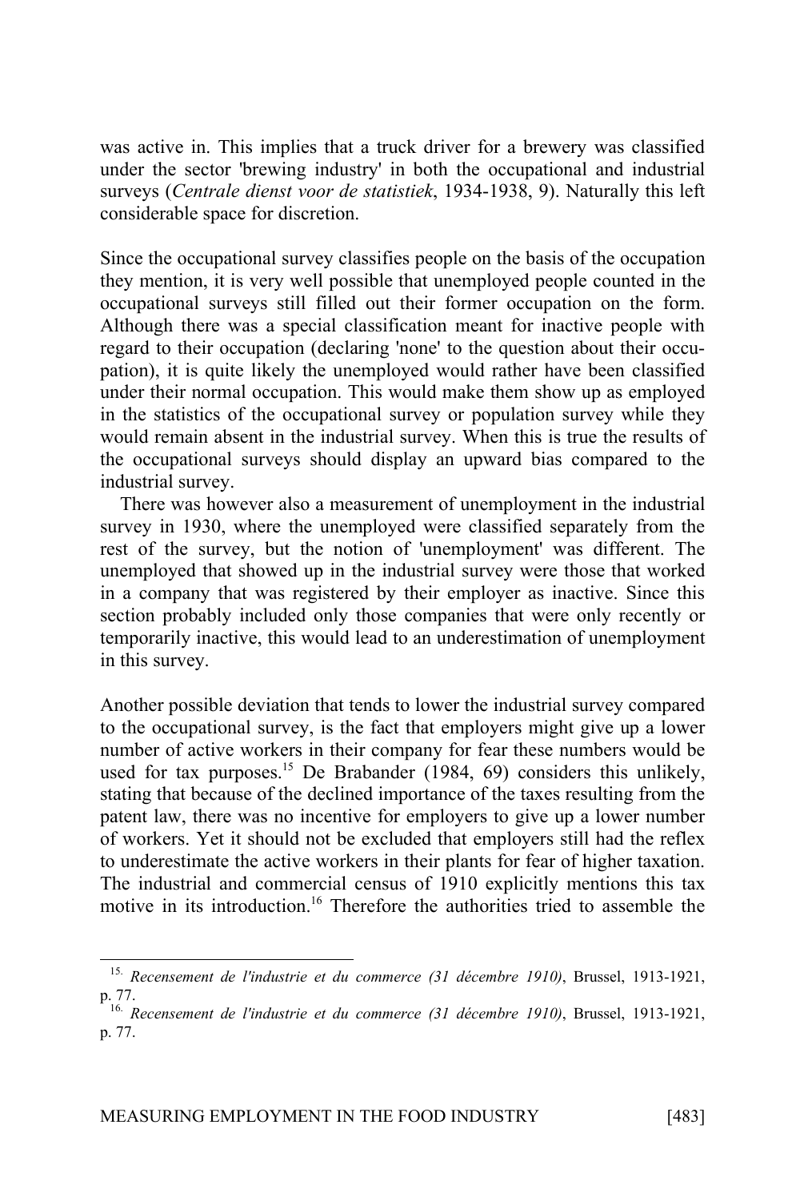was active in. This implies that a truck driver for a brewery was classified under the sector 'brewing industry' in both the occupational and industrial surveys (*Centrale dienst voor de statistiek*, 1934-1938, 9). Naturally this left considerable space for discretion.

Since the occupational survey classifies people on the basis of the occupation they mention, it is very well possible that unemployed people counted in the occupational surveys still filled out their former occupation on the form. Although there was a special classification meant for inactive people with regard to their occupation (declaring 'none' to the question about their occupation), it is quite likely the unemployed would rather have been classified under their normal occupation. This would make them show up as employed in the statistics of the occupational survey or population survey while they would remain absent in the industrial survey. When this is true the results of the occupational surveys should display an upward bias compared to the industrial survey.

There was however also a measurement of unemployment in the industrial survey in 1930, where the unemployed were classified separately from the rest of the survey, but the notion of 'unemployment' was different. The unemployed that showed up in the industrial survey were those that worked in a company that was registered by their employer as inactive. Since this section probably included only those companies that were only recently or temporarily inactive, this would lead to an underestimation of unemployment in this survey.

Another possible deviation that tends to lower the industrial survey compared to the occupational survey, is the fact that employers might give up a lower number of active workers in their company for fear these numbers would be used for tax purposes.[15] De Brabander (1984, 69) considers this unlikely, stating that because of the declined importance of the taxes resulting from the patent law, there was no incentive for employers to give up a lower number of workers. Yet it should not be excluded that employers still had the reflex to underestimate the active workers in their plants for fear of higher taxation. The industrial and commercial census of 1910 explicitly mentions this tax motive in its introduction.[16] Therefore the authorities tried to assemble the

---

15. *Recensement de l'industrie et du commerce (31 décembre 1910)*, Brussel, 1913-1921, p. 77.

16. *Recensement de l'industrie et du commerce (31 décembre 1910)*, Brussel, 1913-1921, p. 77.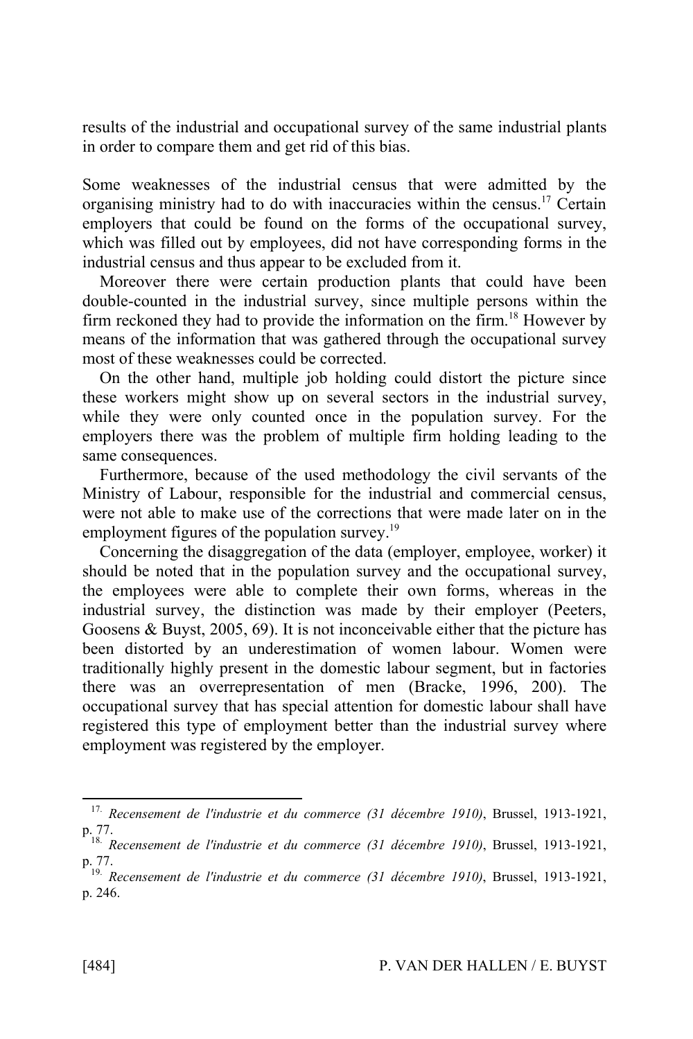results of the industrial and occupational survey of the same industrial plants in order to compare them and get rid of this bias.

Some weaknesses of the industrial census that were admitted by the organising ministry had to do with inaccuracies within the census.[17] Certain employers that could be found on the forms of the occupational survey, which was filled out by employees, did not have corresponding forms in the industrial census and thus appear to be excluded from it.

Moreover there were certain production plants that could have been double-counted in the industrial survey, since multiple persons within the firm reckoned they had to provide the information on the firm.[18] However by means of the information that was gathered through the occupational survey most of these weaknesses could be corrected.

On the other hand, multiple job holding could distort the picture since these workers might show up on several sectors in the industrial survey, while they were only counted once in the population survey. For the employers there was the problem of multiple firm holding leading to the same consequences.

Furthermore, because of the used methodology the civil servants of the Ministry of Labour, responsible for the industrial and commercial census, were not able to make use of the corrections that were made later on in the employment figures of the population survey.[19]

Concerning the disaggregation of the data (employer, employee, worker) it should be noted that in the population survey and the occupational survey, the employees were able to complete their own forms, whereas in the industrial survey, the distinction was made by their employer (Peeters, Goosens & Buyst, 2005, 69). It is not inconceivable either that the picture has been distorted by an underestimation of women labour. Women were traditionally highly present in the domestic labour segment, but in factories there was an overrepresentation of men (Bracke, 1996, 200). The occupational survey that has special attention for domestic labour shall have registered this type of employment better than the industrial survey where employment was registered by the employer.

---

[17] *Recensement de l'industrie et du commerce (31 décembre 1910)*, Brussel, 1913-1921, p. 77.

[18] *Recensement de l'industrie et du commerce (31 décembre 1910)*, Brussel, 1913-1921, p. 77.

[19] *Recensement de l'industrie et du commerce (31 décembre 1910)*, Brussel, 1913-1921, p. 246.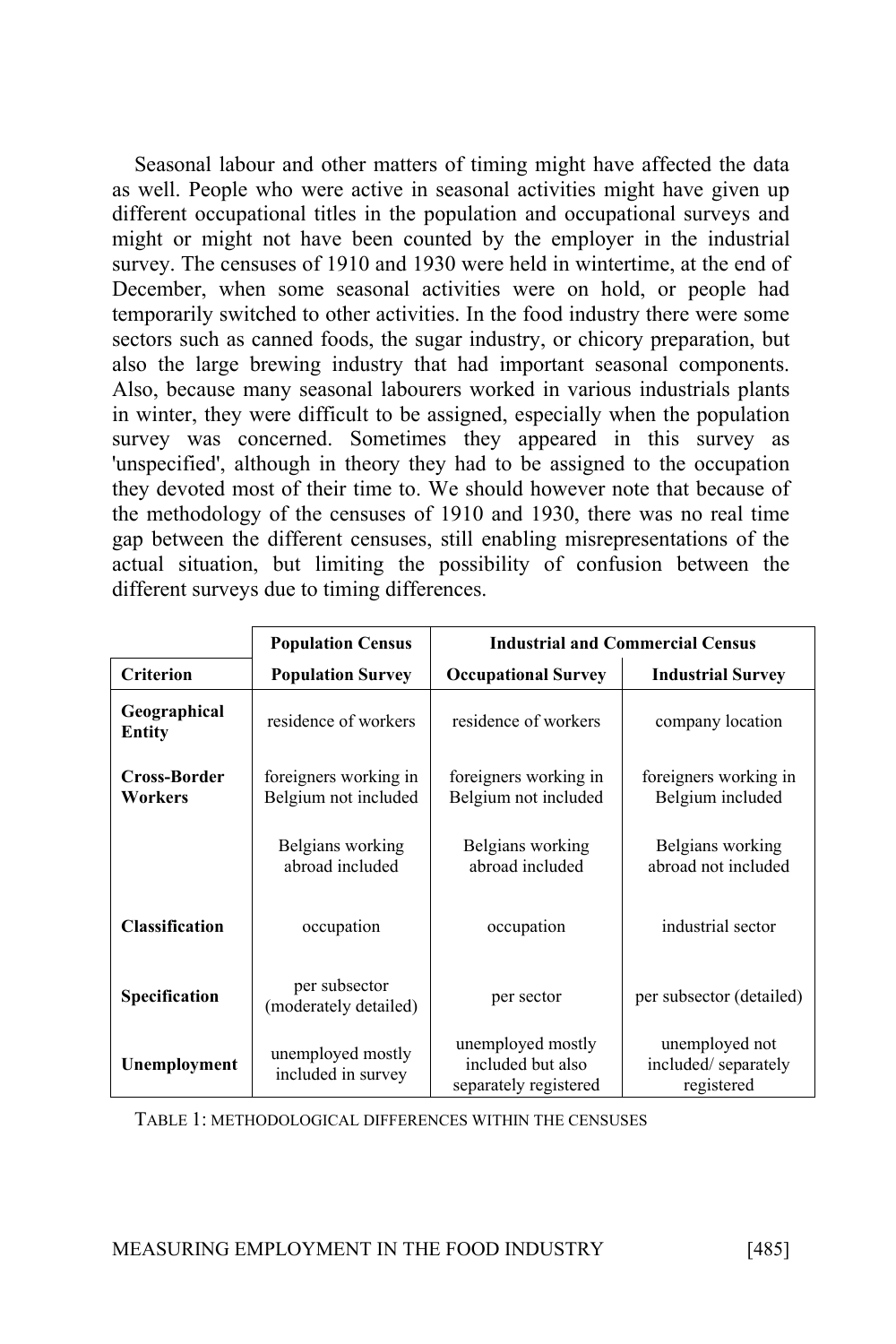Seasonal labour and other matters of timing might have affected the data as well. People who were active in seasonal activities might have given up different occupational titles in the population and occupational surveys and might or might not have been counted by the employer in the industrial survey. The censuses of 1910 and 1930 were held in wintertime, at the end of December, when some seasonal activities were on hold, or people had temporarily switched to other activities. In the food industry there were some sectors such as canned foods, the sugar industry, or chicory preparation, but also the large brewing industry that had important seasonal components. Also, because many seasonal labourers worked in various industrials plants in winter, they were difficult to be assigned, especially when the population survey was concerned. Sometimes they appeared in this survey as 'unspecified', although in theory they had to be assigned to the occupation they devoted most of their time to. We should however note that because of the methodology of the censuses of 1910 and 1930, there was no real time gap between the different censuses, still enabling misrepresentations of the actual situation, but limiting the possibility of confusion between the different surveys due to timing differences.

| | **Population Census** | **Industrial and Commercial Census** | |
|---|---|---|---|
| **Criterion** | **Population Survey** | **Occupational Survey** | **Industrial Survey** |
| **Geographical Entity** | residence of workers | residence of workers | company location |
| **Cross-Border Workers** | foreigners working in Belgium not included | foreigners working in Belgium not included | foreigners working in Belgium included |
| | Belgians working abroad included | Belgians working abroad included | Belgians working abroad not included |
| **Classification** | occupation | occupation | industrial sector |
| **Specification** | per subsector (moderately detailed) | per sector | per subsector (detailed) |
| **Unemployment** | unemployed mostly included in survey | unemployed mostly included but also separately registered | unemployed not included/ separately registered |

TABLE 1: METHODOLOGICAL DIFFERENCES WITHIN THE CENSUSES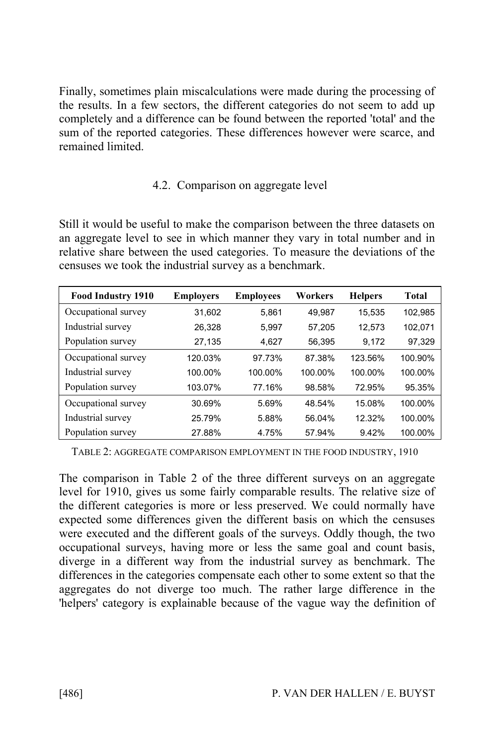Finally, sometimes plain miscalculations were made during the processing of the results. In a few sectors, the different categories do not seem to add up completely and a difference can be found between the reported 'total' and the sum of the reported categories. These differences however were scarce, and remained limited.

### 4.2. Comparison on aggregate level

Still it would be useful to make the comparison between the three datasets on an aggregate level to see in which manner they vary in total number and in relative share between the used categories. To measure the deviations of the censuses we took the industrial survey as a benchmark.

| Food Industry 1910 | Employers | Employees | Workers | Helpers | Total |
|---|---|---|---|---|---|
| Occupational survey | 31,602 | 5,861 | 49,987 | 15,535 | 102,985 |
| Industrial survey | 26,328 | 5,997 | 57,205 | 12,573 | 102,071 |
| Population survey | 27,135 | 4,627 | 56,395 | 9,172 | 97,329 |
| Occupational survey | 120.03% | 97.73% | 87.38% | 123.56% | 100.90% |
| Industrial survey | 100.00% | 100.00% | 100.00% | 100.00% | 100.00% |
| Population survey | 103.07% | 77.16% | 98.58% | 72.95% | 95.35% |
| Occupational survey | 30.69% | 5.69% | 48.54% | 15.08% | 100.00% |
| Industrial survey | 25.79% | 5.88% | 56.04% | 12.32% | 100.00% |
| Population survey | 27.88% | 4.75% | 57.94% | 9.42% | 100.00% |

TABLE 2: AGGREGATE COMPARISON EMPLOYMENT IN THE FOOD INDUSTRY, 1910

The comparison in Table 2 of the three different surveys on an aggregate level for 1910, gives us some fairly comparable results. The relative size of the different categories is more or less preserved. We could normally have expected some differences given the different basis on which the censuses were executed and the different goals of the surveys. Oddly though, the two occupational surveys, having more or less the same goal and count basis, diverge in a different way from the industrial survey as benchmark. The differences in the categories compensate each other to some extent so that the aggregates do not diverge too much. The rather large difference in the 'helpers' category is explainable because of the vague way the definition of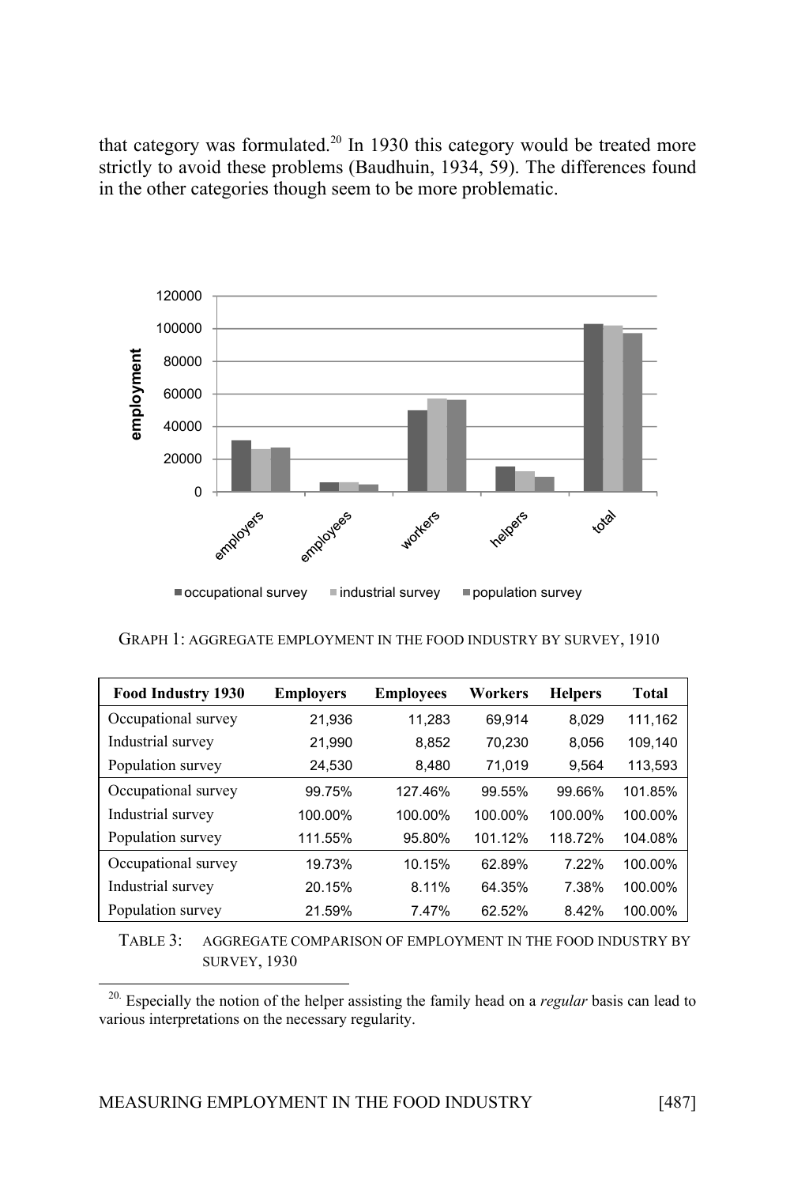that category was formulated.[20] In 1930 this category would be treated more strictly to avoid these problems (Baudhuin, 1934, 59). The differences found in the other categories though seem to be more problematic.

GRAPH 1: AGGREGATE EMPLOYMENT IN THE FOOD INDUSTRY BY SURVEY, 1910

| Food Industry 1930 | Employers | Employees | Workers | Helpers | Total |
|---|---|---|---|---|---|
| Occupational survey | 21,936 | 11,283 | 69,914 | 8,029 | 111,162 |
| Industrial survey | 21,990 | 8,852 | 70,230 | 8,056 | 109,140 |
| Population survey | 24,530 | 8,480 | 71,019 | 9,564 | 113,593 |
| Occupational survey | 99.75% | 127.46% | 99.55% | 99.66% | 101.85% |
| Industrial survey | 100.00% | 100.00% | 100.00% | 100.00% | 100.00% |
| Population survey | 111.55% | 95.80% | 101.12% | 118.72% | 104.08% |
| Occupational survey | 19.73% | 10.15% | 62.89% | 7.22% | 100.00% |
| Industrial survey | 20.15% | 8.11% | 64.35% | 7.38% | 100.00% |
| Population survey | 21.59% | 7.47% | 62.52% | 8.42% | 100.00% |

TABLE 3: AGGREGATE COMPARISON OF EMPLOYMENT IN THE FOOD INDUSTRY BY SURVEY, 1930

[20] Especially the notion of the helper assisting the family head on a *regular* basis can lead to various interpretations on the necessary regularity.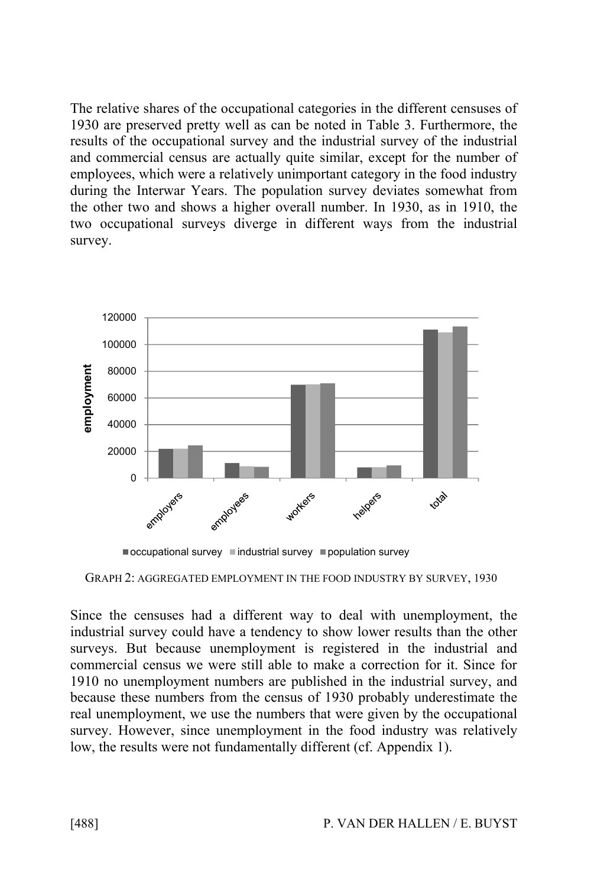The relative shares of the occupational categories in the different censuses of 1930 are preserved pretty well as can be noted in Table 3. Furthermore, the results of the occupational survey and the industrial survey of the industrial and commercial census are actually quite similar, except for the number of employees, which were a relatively unimportant category in the food industry during the Interwar Years. The population survey deviates somewhat from the other two and shows a higher overall number. In 1930, as in 1910, the two occupational surveys diverge in different ways from the industrial survey.

GRAPH 2: AGGREGATED EMPLOYMENT IN THE FOOD INDUSTRY BY SURVEY, 1930

Since the censuses had a different way to deal with unemployment, the industrial survey could have a tendency to show lower results than the other surveys. But because unemployment is registered in the industrial and commercial census we were still able to make a correction for it. Since for 1910 no unemployment numbers are published in the industrial survey, and because these numbers from the census of 1930 probably underestimate the real unemployment, we use the numbers that were given by the occupational survey. However, since unemployment in the food industry was relatively low, the results were not fundamentally different (cf. Appendix 1).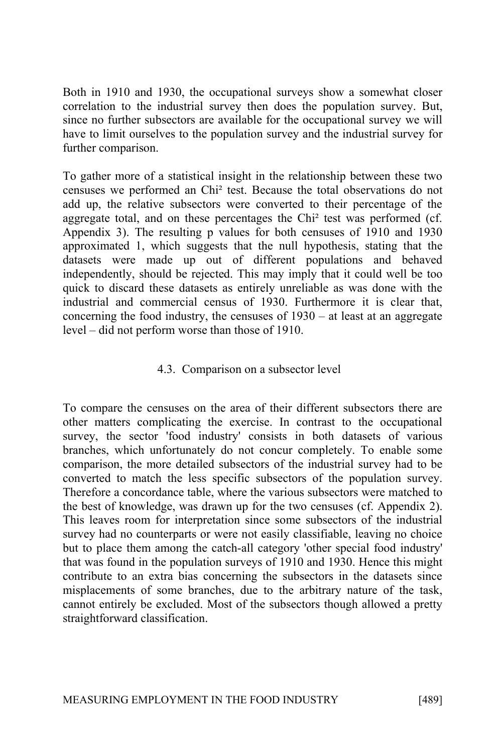Both in 1910 and 1930, the occupational surveys show a somewhat closer correlation to the industrial survey then does the population survey. But, since no further subsectors are available for the occupational survey we will have to limit ourselves to the population survey and the industrial survey for further comparison.

To gather more of a statistical insight in the relationship between these two censuses we performed an Chi² test. Because the total observations do not add up, the relative subsectors were converted to their percentage of the aggregate total, and on these percentages the Chi² test was performed (cf. Appendix 3). The resulting p values for both censuses of 1910 and 1930 approximated 1, which suggests that the null hypothesis, stating that the datasets were made up out of different populations and behaved independently, should be rejected. This may imply that it could well be too quick to discard these datasets as entirely unreliable as was done with the industrial and commercial census of 1930. Furthermore it is clear that, concerning the food industry, the censuses of 1930 – at least at an aggregate level – did not perform worse than those of 1910.

### 4.3. Comparison on a subsector level

To compare the censuses on the area of their different subsectors there are other matters complicating the exercise. In contrast to the occupational survey, the sector 'food industry' consists in both datasets of various branches, which unfortunately do not concur completely. To enable some comparison, the more detailed subsectors of the industrial survey had to be converted to match the less specific subsectors of the population survey. Therefore a concordance table, where the various subsectors were matched to the best of knowledge, was drawn up for the two censuses (cf. Appendix 2). This leaves room for interpretation since some subsectors of the industrial survey had no counterparts or were not easily classifiable, leaving no choice but to place them among the catch-all category 'other special food industry' that was found in the population surveys of 1910 and 1930. Hence this might contribute to an extra bias concerning the subsectors in the datasets since misplacements of some branches, due to the arbitrary nature of the task, cannot entirely be excluded. Most of the subsectors though allowed a pretty straightforward classification.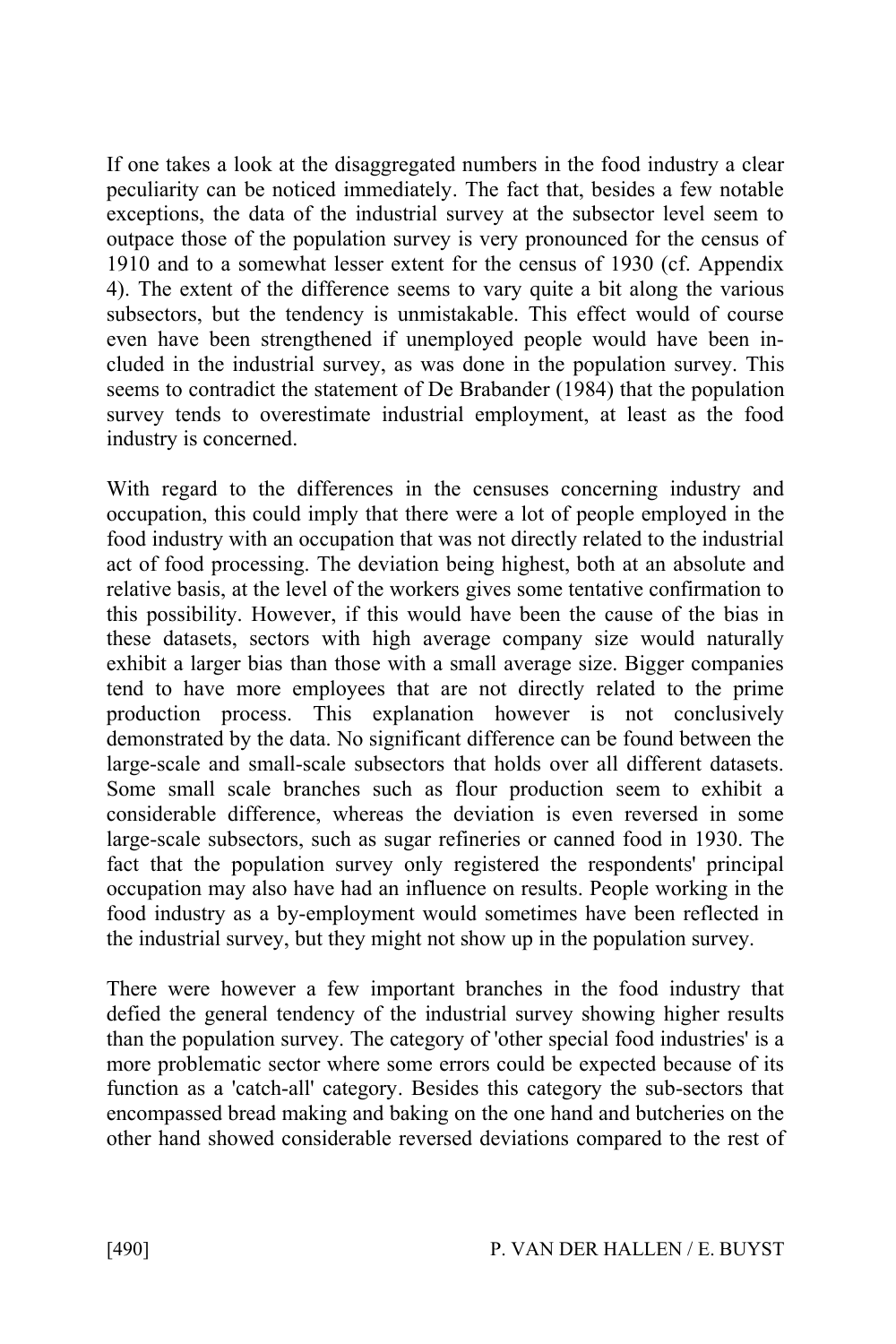If one takes a look at the disaggregated numbers in the food industry a clear peculiarity can be noticed immediately. The fact that, besides a few notable exceptions, the data of the industrial survey at the subsector level seem to outpace those of the population survey is very pronounced for the census of 1910 and to a somewhat lesser extent for the census of 1930 (cf. Appendix 4). The extent of the difference seems to vary quite a bit along the various subsectors, but the tendency is unmistakable. This effect would of course even have been strengthened if unemployed people would have been included in the industrial survey, as was done in the population survey. This seems to contradict the statement of De Brabander (1984) that the population survey tends to overestimate industrial employment, at least as the food industry is concerned.

With regard to the differences in the censuses concerning industry and occupation, this could imply that there were a lot of people employed in the food industry with an occupation that was not directly related to the industrial act of food processing. The deviation being highest, both at an absolute and relative basis, at the level of the workers gives some tentative confirmation to this possibility. However, if this would have been the cause of the bias in these datasets, sectors with high average company size would naturally exhibit a larger bias than those with a small average size. Bigger companies tend to have more employees that are not directly related to the prime production process. This explanation however is not conclusively demonstrated by the data. No significant difference can be found between the large-scale and small-scale subsectors that holds over all different datasets. Some small scale branches such as flour production seem to exhibit a considerable difference, whereas the deviation is even reversed in some large-scale subsectors, such as sugar refineries or canned food in 1930. The fact that the population survey only registered the respondents' principal occupation may also have had an influence on results. People working in the food industry as a by-employment would sometimes have been reflected in the industrial survey, but they might not show up in the population survey.

There were however a few important branches in the food industry that defied the general tendency of the industrial survey showing higher results than the population survey. The category of 'other special food industries' is a more problematic sector where some errors could be expected because of its function as a 'catch-all' category. Besides this category the sub-sectors that encompassed bread making and baking on the one hand and butcheries on the other hand showed considerable reversed deviations compared to the rest of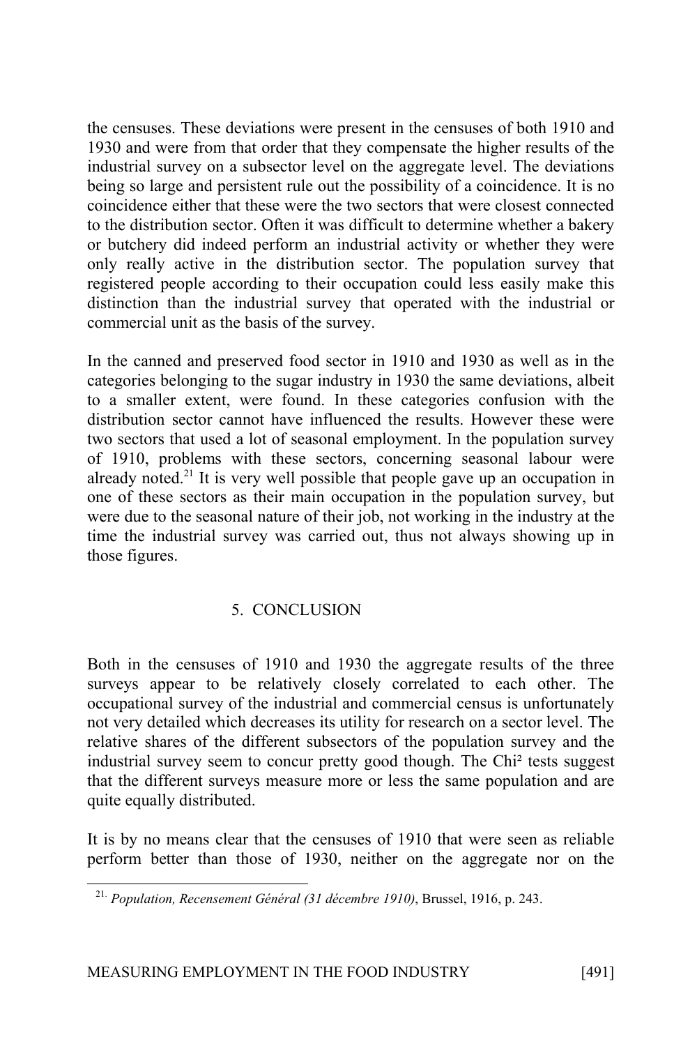the censuses. These deviations were present in the censuses of both 1910 and 1930 and were from that order that they compensate the higher results of the industrial survey on a subsector level on the aggregate level. The deviations being so large and persistent rule out the possibility of a coincidence. It is no coincidence either that these were the two sectors that were closest connected to the distribution sector. Often it was difficult to determine whether a bakery or butchery did indeed perform an industrial activity or whether they were only really active in the distribution sector. The population survey that registered people according to their occupation could less easily make this distinction than the industrial survey that operated with the industrial or commercial unit as the basis of the survey.

In the canned and preserved food sector in 1910 and 1930 as well as in the categories belonging to the sugar industry in 1930 the same deviations, albeit to a smaller extent, were found. In these categories confusion with the distribution sector cannot have influenced the results. However these were two sectors that used a lot of seasonal employment. In the population survey of 1910, problems with these sectors, concerning seasonal labour were already noted.[21] It is very well possible that people gave up an occupation in one of these sectors as their main occupation in the population survey, but were due to the seasonal nature of their job, not working in the industry at the time the industrial survey was carried out, thus not always showing up in those figures.

## 5. CONCLUSION

Both in the censuses of 1910 and 1930 the aggregate results of the three surveys appear to be relatively closely correlated to each other. The occupational survey of the industrial and commercial census is unfortunately not very detailed which decreases its utility for research on a sector level. The relative shares of the different subsectors of the population survey and the industrial survey seem to concur pretty good though. The Chi² tests suggest that the different surveys measure more or less the same population and are quite equally distributed.

It is by no means clear that the censuses of 1910 that were seen as reliable perform better than those of 1930, neither on the aggregate nor on the

[21] *Population, Recensement Général (31 décembre 1910)*, Brussel, 1916, p. 243.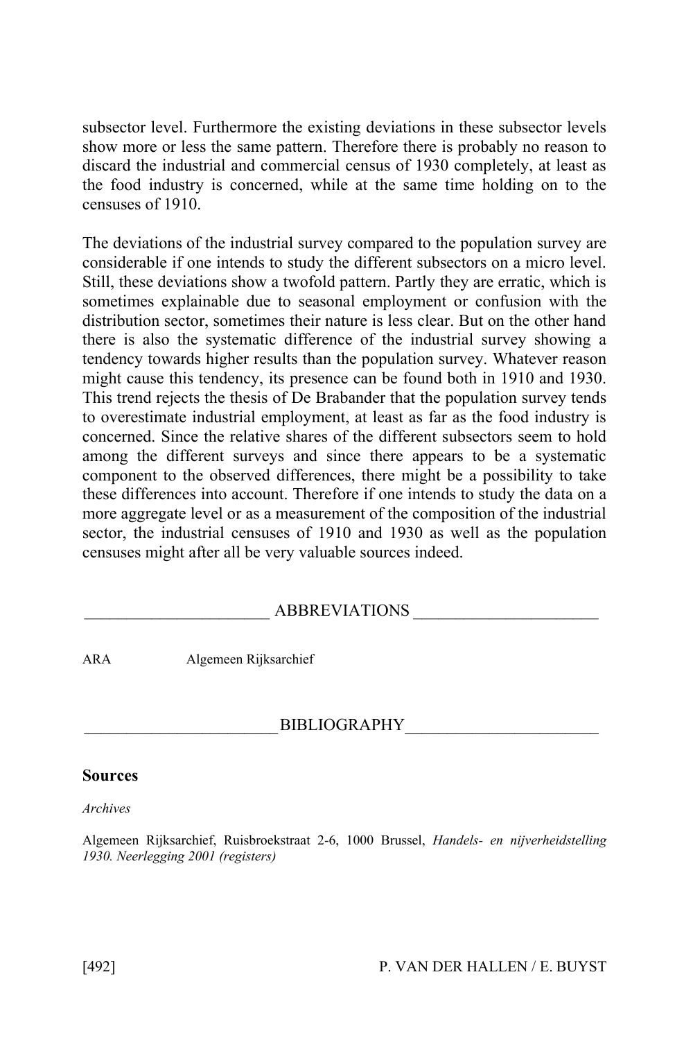subsector level. Furthermore the existing deviations in these subsector levels show more or less the same pattern. Therefore there is probably no reason to discard the industrial and commercial census of 1930 completely, at least as the food industry is concerned, while at the same time holding on to the censuses of 1910.

The deviations of the industrial survey compared to the population survey are considerable if one intends to study the different subsectors on a micro level. Still, these deviations show a twofold pattern. Partly they are erratic, which is sometimes explainable due to seasonal employment or confusion with the distribution sector, sometimes their nature is less clear. But on the other hand there is also the systematic difference of the industrial survey showing a tendency towards higher results than the population survey. Whatever reason might cause this tendency, its presence can be found both in 1910 and 1930. This trend rejects the thesis of De Brabander that the population survey tends to overestimate industrial employment, at least as far as the food industry is concerned. Since the relative shares of the different subsectors seem to hold among the different surveys and since there appears to be a systematic component to the observed differences, there might be a possibility to take these differences into account. Therefore if one intends to study the data on a more aggregate level or as a measurement of the composition of the industrial sector, the industrial censuses of 1910 and 1930 as well as the population censuses might after all be very valuable sources indeed.

## ABBREVIATIONS

ARA Algemeen Rijksarchief

## BIBLIOGRAPHY

### Sources

*Archives*

Algemeen Rijksarchief, Ruisbroekstraat 2-6, 1000 Brussel, *Handels- en nijverheidstelling 1930. Neerlegging 2001 (registers)*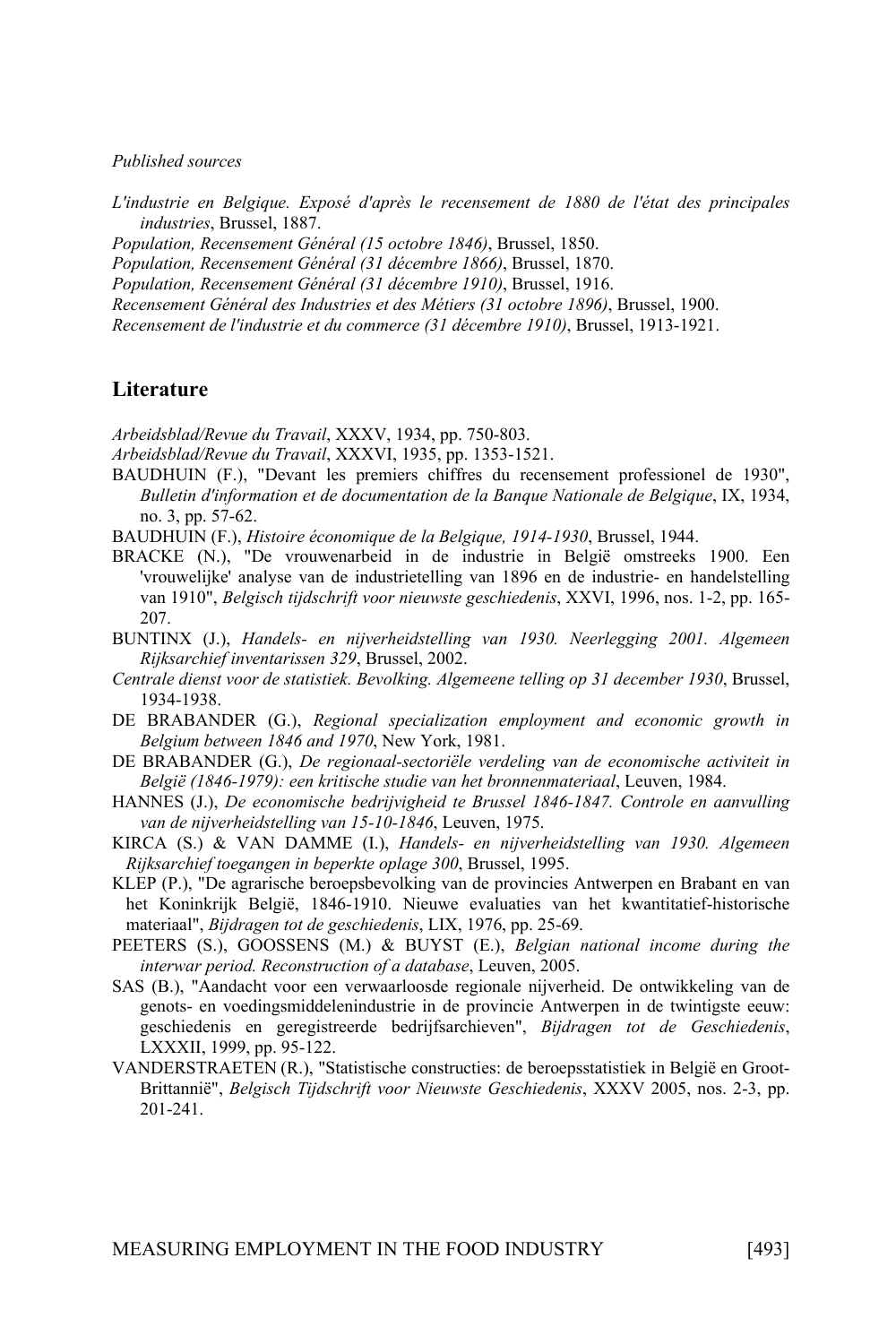*Published sources*

*L'industrie en Belgique. Exposé d'après le recensement de 1880 de l'état des principales industries*, Brussel, 1887.

*Population, Recensement Général (15 octobre 1846)*, Brussel, 1850.

*Population, Recensement Général (31 décembre 1866)*, Brussel, 1870.

*Population, Recensement Général (31 décembre 1910)*, Brussel, 1916.

*Recensement Général des Industries et des Métiers (31 octobre 1896)*, Brussel, 1900.

*Recensement de l'industrie et du commerce (31 décembre 1910)*, Brussel, 1913-1921.

## Literature

*Arbeidsblad/Revue du Travail*, XXXV, 1934, pp. 750-803.

*Arbeidsblad/Revue du Travail*, XXXVI, 1935, pp. 1353-1521.

BAUDHUIN (F.), "Devant les premiers chiffres du recensement professionel de 1930", *Bulletin d'information et de documentation de la Banque Nationale de Belgique*, IX, 1934, no. 3, pp. 57-62.

BAUDHUIN (F.), *Histoire économique de la Belgique, 1914-1930*, Brussel, 1944.

BRACKE (N.), "De vrouwenarbeid in de industrie in België omstreeks 1900. Een 'vrouwelijke' analyse van de industrietelling van 1896 en de industrie- en handelstelling van 1910", *Belgisch tijdschrift voor nieuwste geschiedenis*, XXVI, 1996, nos. 1-2, pp. 165-207.

BUNTINX (J.), *Handels- en nijverheidstelling van 1930. Neerlegging 2001. Algemeen Rijksarchief inventarissen 329*, Brussel, 2002.

*Centrale dienst voor de statistiek. Bevolking. Algemeene telling op 31 december 1930*, Brussel, 1934-1938.

DE BRABANDER (G.), *Regional specialization employment and economic growth in Belgium between 1846 and 1970*, New York, 1981.

DE BRABANDER (G.), *De regionaal-sectoriële verdeling van de economische activiteit in België (1846-1979): een kritische studie van het bronnenmateriaal*, Leuven, 1984.

HANNES (J.), *De economische bedrijvigheid te Brussel 1846-1847. Controle en aanvulling van de nijverheidstelling van 15-10-1846*, Leuven, 1975.

KIRCA (S.) & VAN DAMME (I.), *Handels- en nijverheidstelling van 1930. Algemeen Rijksarchief toegangen in beperkte oplage 300*, Brussel, 1995.

KLEP (P.), "De agrarische beroepsbevolking van de provincies Antwerpen en Brabant en van het Koninkrijk België, 1846-1910. Nieuwe evaluaties van het kwantitatief-historische materiaal", *Bijdragen tot de geschiedenis*, LIX, 1976, pp. 25-69.

PEETERS (S.), GOOSSENS (M.) & BUYST (E.), *Belgian national income during the interwar period. Reconstruction of a database*, Leuven, 2005.

SAS (B.), "Aandacht voor een verwaarloosde regionale nijverheid. De ontwikkeling van de genots- en voedingsmiddelenindustrie in de provincie Antwerpen in de twintigste eeuw: geschiedenis en geregistreerde bedrijfsarchieven", *Bijdragen tot de Geschiedenis*, LXXXII, 1999, pp. 95-122.

VANDERSTRAETEN (R.), "Statistische constructies: de beroepsstatistiek in België en Groot-Brittannië", *Belgisch Tijdschrift voor Nieuwste Geschiedenis*, XXXV 2005, nos. 2-3, pp. 201-241.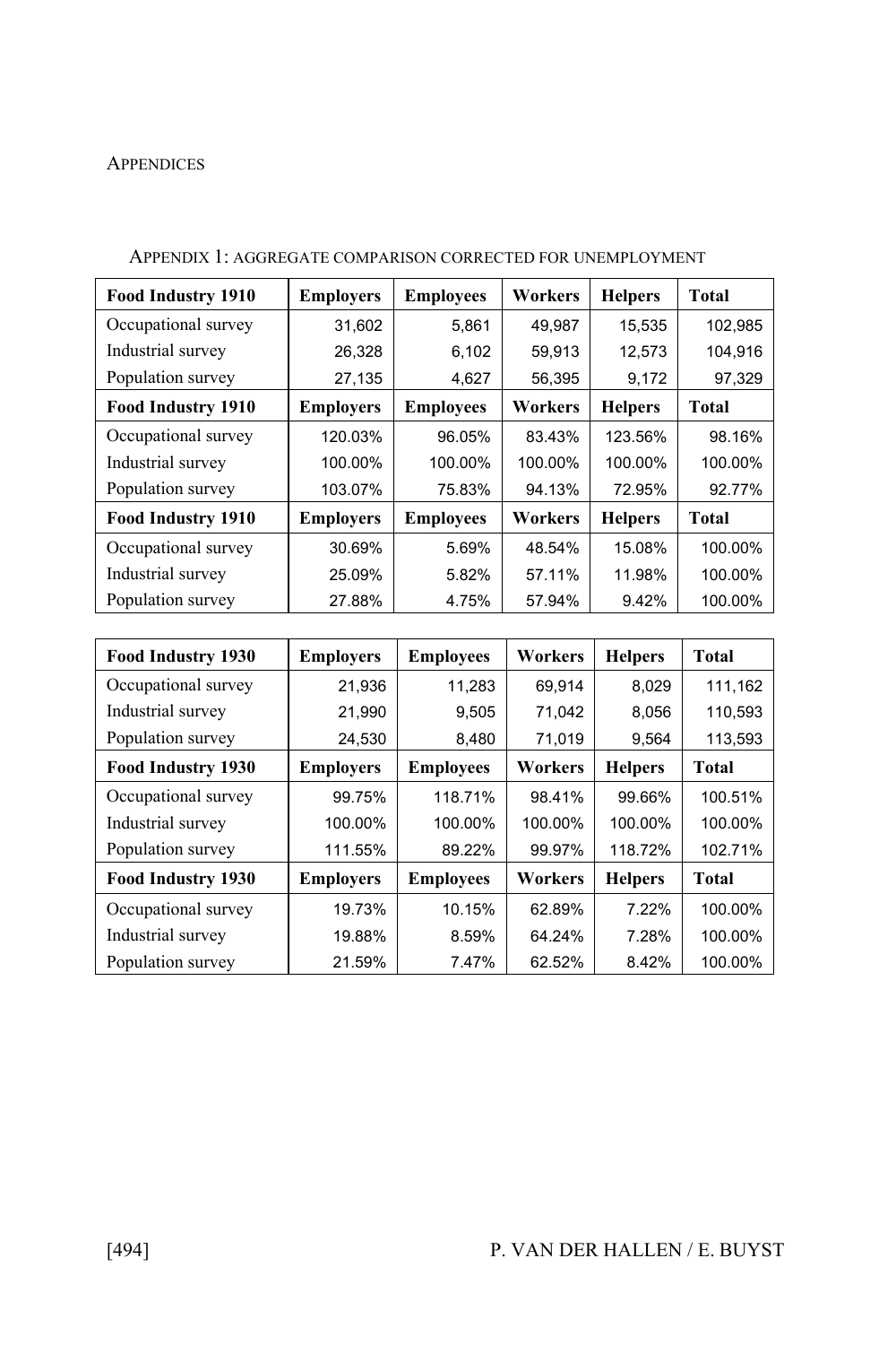## Appendices

### Appendix 1: aggregate comparison corrected for unemployment

| Food Industry 1910 | Employers | Employees | Workers | Helpers | Total |
|---|---|---|---|---|---|
| Occupational survey | 31,602 | 5,861 | 49,987 | 15,535 | 102,985 |
| Industrial survey | 26,328 | 6,102 | 59,913 | 12,573 | 104,916 |
| Population survey | 27,135 | 4,627 | 56,395 | 9,172 | 97,329 |
| **Food Industry 1910** | **Employers** | **Employees** | **Workers** | **Helpers** | **Total** |
| Occupational survey | 120.03% | 96.05% | 83.43% | 123.56% | 98.16% |
| Industrial survey | 100.00% | 100.00% | 100.00% | 100.00% | 100.00% |
| Population survey | 103.07% | 75.83% | 94.13% | 72.95% | 92.77% |
| **Food Industry 1910** | **Employers** | **Employees** | **Workers** | **Helpers** | **Total** |
| Occupational survey | 30.69% | 5.69% | 48.54% | 15.08% | 100.00% |
| Industrial survey | 25.09% | 5.82% | 57.11% | 11.98% | 100.00% |
| Population survey | 27.88% | 4.75% | 57.94% | 9.42% | 100.00% |

| Food Industry 1930 | Employers | Employees | Workers | Helpers | Total |
|---|---|---|---|---|---|
| Occupational survey | 21,936 | 11,283 | 69,914 | 8,029 | 111,162 |
| Industrial survey | 21,990 | 9,505 | 71,042 | 8,056 | 110,593 |
| Population survey | 24,530 | 8,480 | 71,019 | 9,564 | 113,593 |
| **Food Industry 1930** | **Employers** | **Employees** | **Workers** | **Helpers** | **Total** |
| Occupational survey | 99.75% | 118.71% | 98.41% | 99.66% | 100.51% |
| Industrial survey | 100.00% | 100.00% | 100.00% | 100.00% | 100.00% |
| Population survey | 111.55% | 89.22% | 99.97% | 118.72% | 102.71% |
| **Food Industry 1930** | **Employers** | **Employees** | **Workers** | **Helpers** | **Total** |
| Occupational survey | 19.73% | 10.15% | 62.89% | 7.22% | 100.00% |
| Industrial survey | 19.88% | 8.59% | 64.24% | 7.28% | 100.00% |
| Population survey | 21.59% | 7.47% | 62.52% | 8.42% | 100.00% |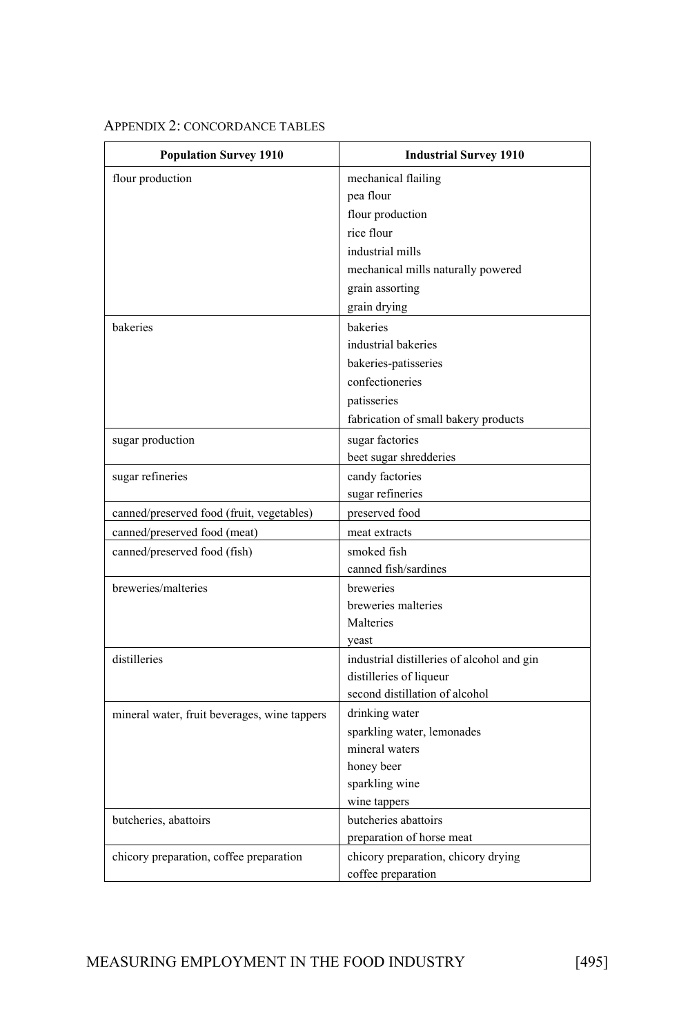## APPENDIX 2: CONCORDANCE TABLES

| Population Survey 1910 | Industrial Survey 1910 |
|---|---|
| flour production | mechanical flailing<br>pea flour<br>flour production<br>rice flour<br>industrial mills<br>mechanical mills naturally powered<br>grain assorting<br>grain drying |
| bakeries | bakeries<br>industrial bakeries<br>bakeries-patisseries<br>confectioneries<br>patisseries<br>fabrication of small bakery products |
| sugar production | sugar factories<br>beet sugar shredderies |
| sugar refineries | candy factories<br>sugar refineries |
| canned/preserved food (fruit, vegetables) | preserved food |
| canned/preserved food (meat) | meat extracts |
| canned/preserved food (fish) | smoked fish<br>canned fish/sardines |
| breweries/malteries | breweries<br>breweries malteries<br>Malteries<br>yeast |
| distilleries | industrial distilleries of alcohol and gin<br>distilleries of liqueur<br>second distillation of alcohol |
| mineral water, fruit beverages, wine tappers | drinking water<br>sparkling water, lemonades<br>mineral waters<br>honey beer<br>sparkling wine<br>wine tappers |
| butcheries, abattoirs | butcheries abattoirs<br>preparation of horse meat |
| chicory preparation, coffee preparation | chicory preparation, chicory drying<br>coffee preparation |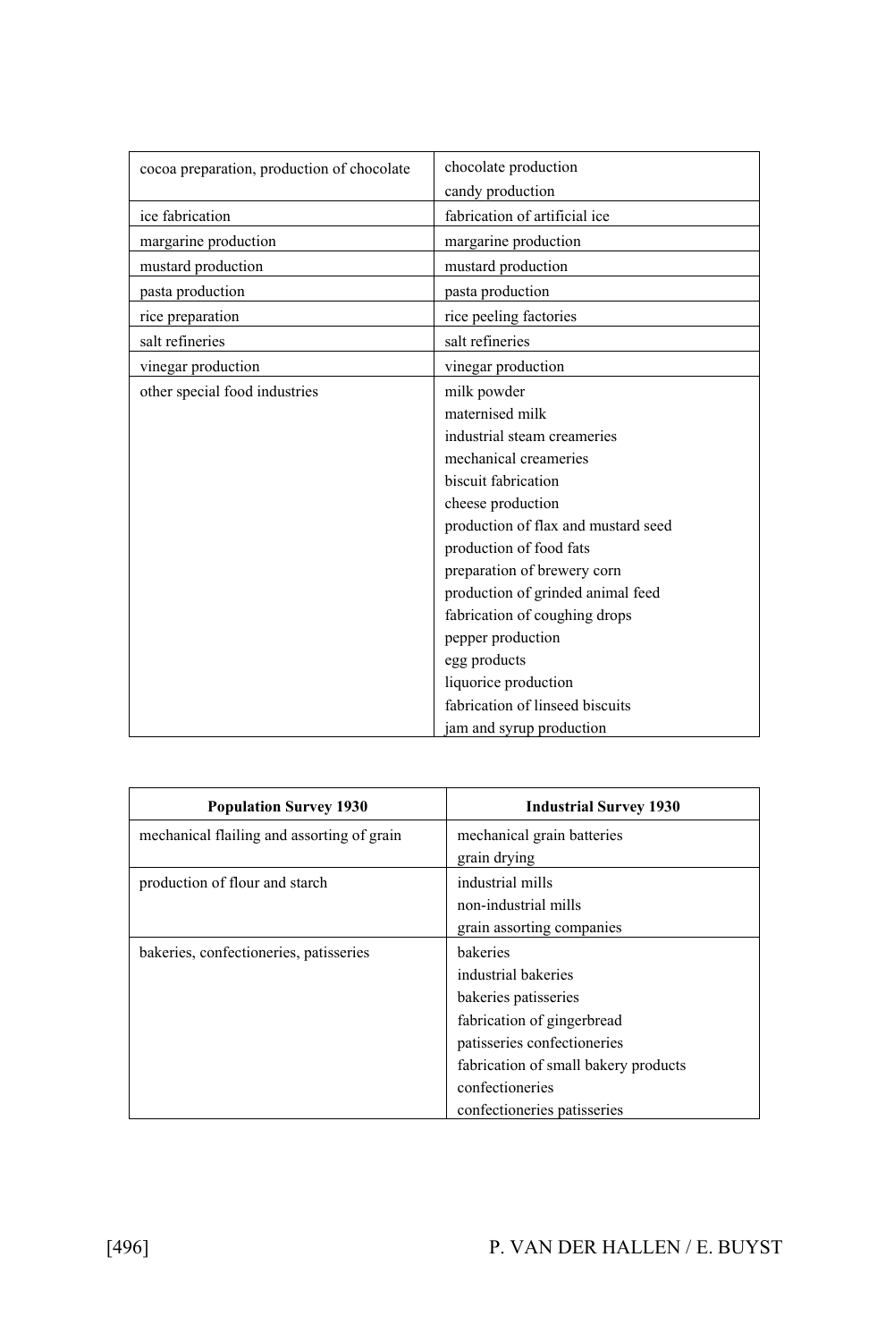| | |
|---|---|
| cocoa preparation, production of chocolate | chocolate production<br>candy production |
| ice fabrication | fabrication of artificial ice |
| margarine production | margarine production |
| mustard production | mustard production |
| pasta production | pasta production |
| rice preparation | rice peeling factories |
| salt refineries | salt refineries |
| vinegar production | vinegar production |
| other special food industries | milk powder<br>maternised milk<br>industrial steam creameries<br>mechanical creameries<br>biscuit fabrication<br>cheese production<br>production of flax and mustard seed<br>production of food fats<br>preparation of brewery corn<br>production of grinded animal feed<br>fabrication of coughing drops<br>pepper production<br>egg products<br>liquorice production<br>fabrication of linseed biscuits<br>jam and syrup production |

| **Population Survey 1930** | **Industrial Survey 1930** |
|---|---|
| mechanical flailing and assorting of grain | mechanical grain batteries<br>grain drying |
| production of flour and starch | industrial mills<br>non-industrial mills<br>grain assorting companies |
| bakeries, confectioneries, patisseries | bakeries<br>industrial bakeries<br>bakeries patisseries<br>fabrication of gingerbread<br>patisseries confectioneries<br>fabrication of small bakery products<br>confectioneries<br>confectioneries patisseries |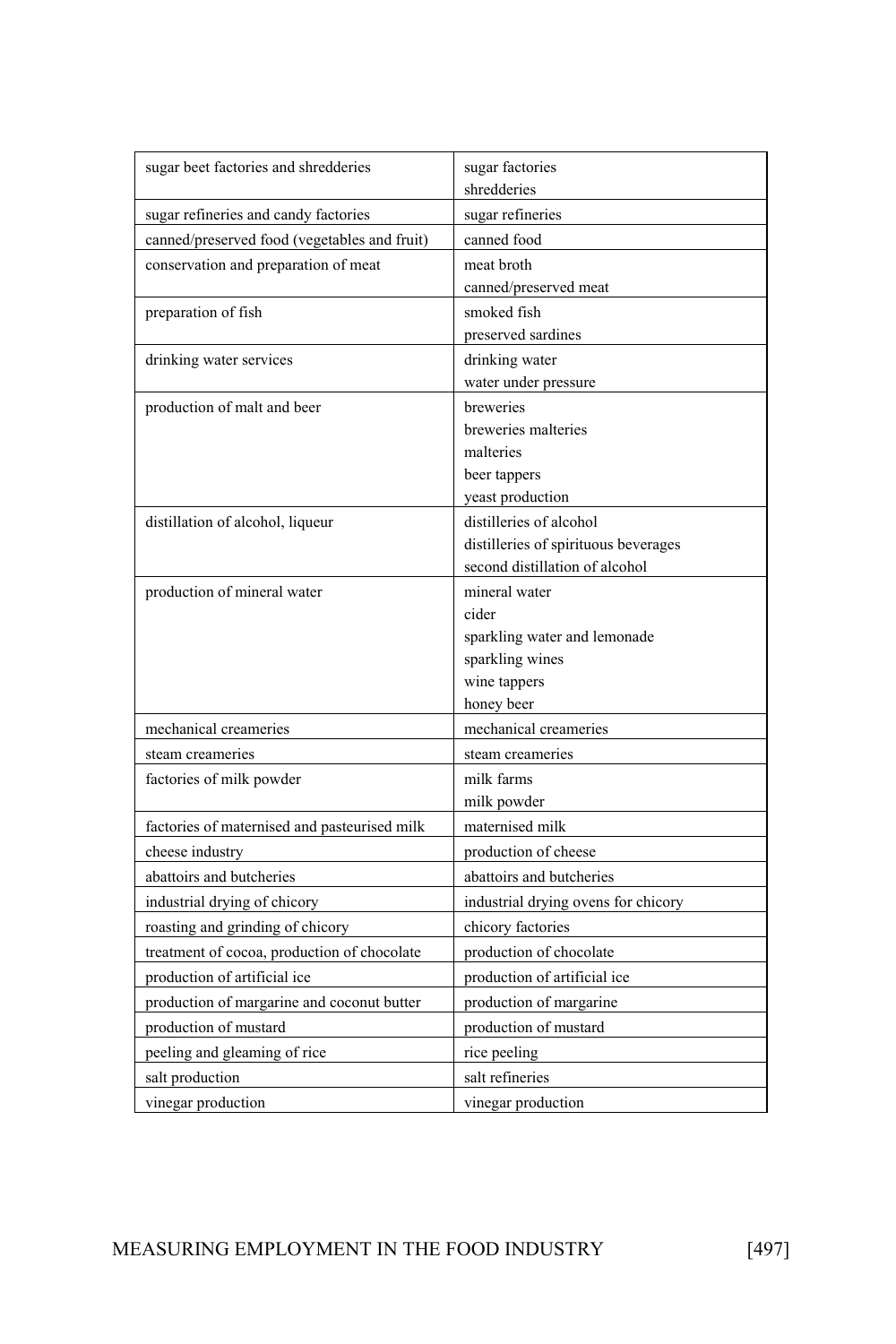| sugar beet factories and shredderies | sugar factories<br>shredderies |
|---|---|
| sugar refineries and candy factories | sugar refineries |
| canned/preserved food (vegetables and fruit) | canned food |
| conservation and preparation of meat | meat broth<br>canned/preserved meat |
| preparation of fish | smoked fish<br>preserved sardines |
| drinking water services | drinking water<br>water under pressure |
| production of malt and beer | breweries<br>breweries malteries<br>malteries<br>beer tappers<br>yeast production |
| distillation of alcohol, liqueur | distilleries of alcohol<br>distilleries of spirituous beverages<br>second distillation of alcohol |
| production of mineral water | mineral water<br>cider<br>sparkling water and lemonade<br>sparkling wines<br>wine tappers<br>honey beer |
| mechanical creameries | mechanical creameries |
| steam creameries | steam creameries |
| factories of milk powder | milk farms<br>milk powder |
| factories of maternised and pasteurised milk | maternised milk |
| cheese industry | production of cheese |
| abattoirs and butcheries | abattoirs and butcheries |
| industrial drying of chicory | industrial drying ovens for chicory |
| roasting and grinding of chicory | chicory factories |
| treatment of cocoa, production of chocolate | production of chocolate |
| production of artificial ice | production of artificial ice |
| production of margarine and coconut butter | production of margarine |
| production of mustard | production of mustard |
| peeling and gleaming of rice | rice peeling |
| salt production | salt refineries |
| vinegar production | vinegar production |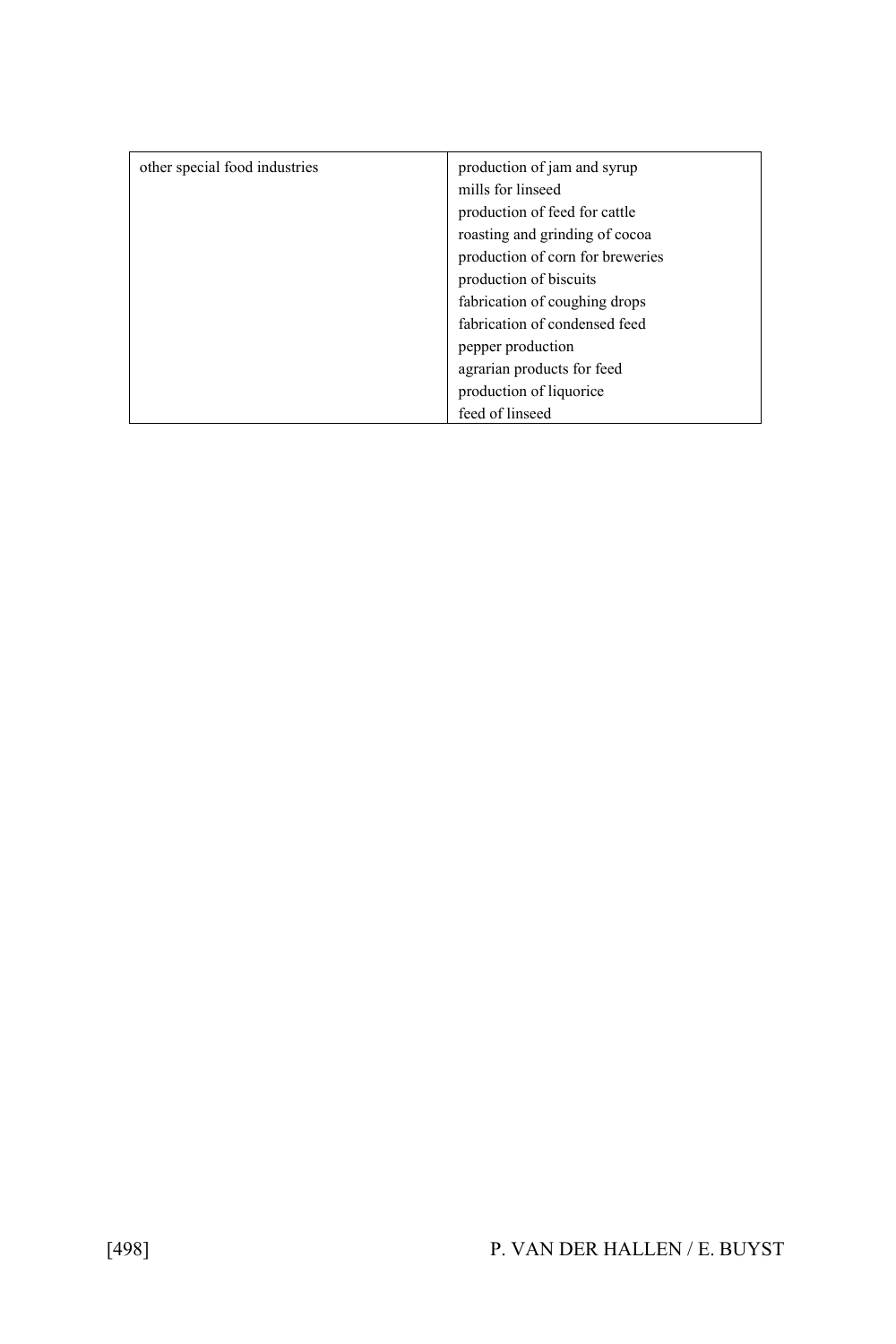| | |
|---|---|
| other special food industries | production of jam and syrup<br>mills for linseed<br>production of feed for cattle<br>roasting and grinding of cocoa<br>production of corn for breweries<br>production of biscuits<br>fabrication of coughing drops<br>fabrication of condensed feed<br>pepper production<br>agrarian products for feed<br>production of liquorice<br>feed of linseed |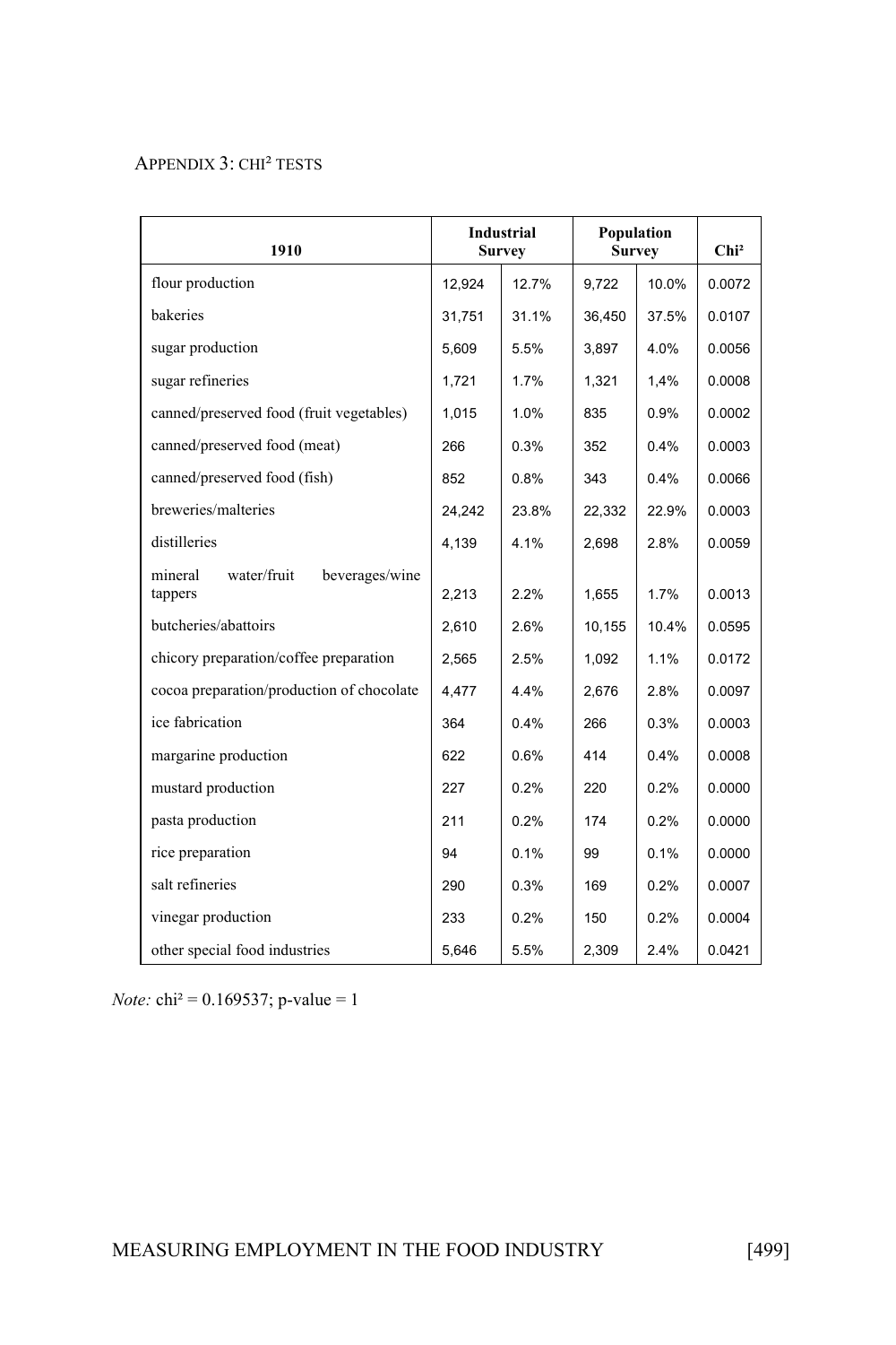APPENDIX 3: CHI² TESTS

| 1910 | Industrial Survey | | Population Survey | | Chi² |
|---|---|---|---|---|---|
| flour production | 12,924 | 12.7% | 9,722 | 10.0% | 0.0072 |
| bakeries | 31,751 | 31.1% | 36,450 | 37.5% | 0.0107 |
| sugar production | 5,609 | 5.5% | 3,897 | 4.0% | 0.0056 |
| sugar refineries | 1,721 | 1.7% | 1,321 | 1,4% | 0.0008 |
| canned/preserved food (fruit vegetables) | 1,015 | 1.0% | 835 | 0.9% | 0.0002 |
| canned/preserved food (meat) | 266 | 0.3% | 352 | 0.4% | 0.0003 |
| canned/preserved food (fish) | 852 | 0.8% | 343 | 0.4% | 0.0066 |
| breweries/malteries | 24,242 | 23.8% | 22,332 | 22.9% | 0.0003 |
| distilleries | 4,139 | 4.1% | 2,698 | 2.8% | 0.0059 |
| mineral water/fruit beverages/wine tappers | 2,213 | 2.2% | 1,655 | 1.7% | 0.0013 |
| butcheries/abattoirs | 2,610 | 2.6% | 10,155 | 10.4% | 0.0595 |
| chicory preparation/coffee preparation | 2,565 | 2.5% | 1,092 | 1.1% | 0.0172 |
| cocoa preparation/production of chocolate | 4,477 | 4.4% | 2,676 | 2.8% | 0.0097 |
| ice fabrication | 364 | 0.4% | 266 | 0.3% | 0.0003 |
| margarine production | 622 | 0.6% | 414 | 0.4% | 0.0008 |
| mustard production | 227 | 0.2% | 220 | 0.2% | 0.0000 |
| pasta production | 211 | 0.2% | 174 | 0.2% | 0.0000 |
| rice preparation | 94 | 0.1% | 99 | 0.1% | 0.0000 |
| salt refineries | 290 | 0.3% | 169 | 0.2% | 0.0007 |
| vinegar production | 233 | 0.2% | 150 | 0.2% | 0.0004 |
| other special food industries | 5,646 | 5.5% | 2,309 | 2.4% | 0.0421 |

*Note:* chi² = 0.169537; p-value = 1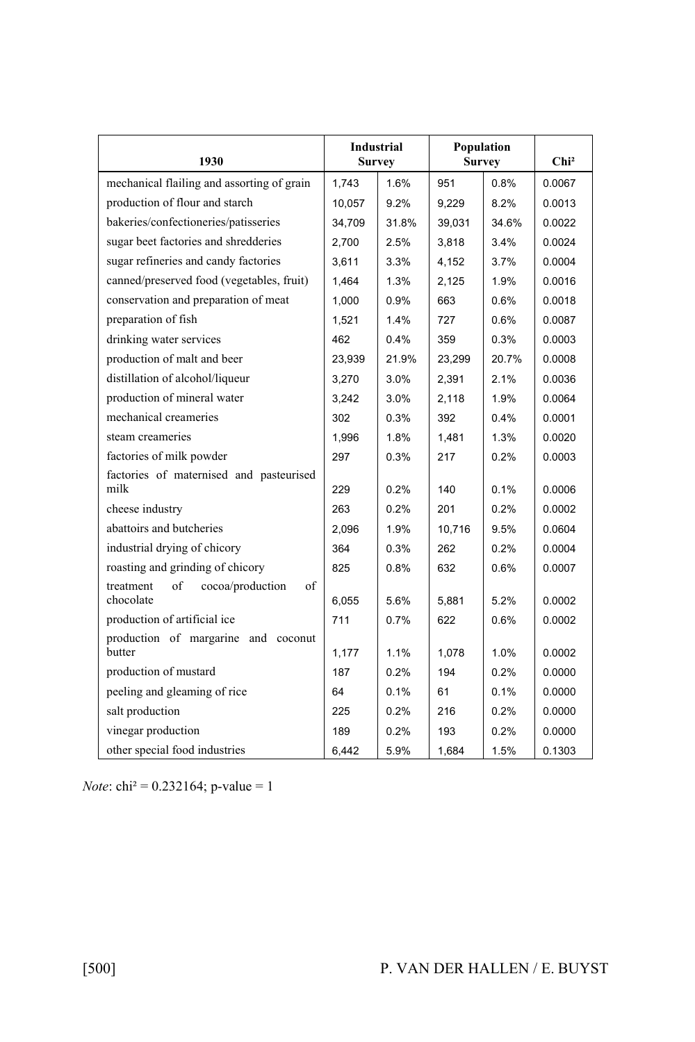| 1930 | Industrial Survey | | Population Survey | | Chi² |
|---|---|---|---|---|---|
| mechanical flailing and assorting of grain | 1,743 | 1.6% | 951 | 0.8% | 0.0067 |
| production of flour and starch | 10,057 | 9.2% | 9,229 | 8.2% | 0.0013 |
| bakeries/confectioneries/patisseries | 34,709 | 31.8% | 39,031 | 34.6% | 0.0022 |
| sugar beet factories and shredderies | 2,700 | 2.5% | 3,818 | 3.4% | 0.0024 |
| sugar refineries and candy factories | 3,611 | 3.3% | 4,152 | 3.7% | 0.0004 |
| canned/preserved food (vegetables, fruit) | 1,464 | 1.3% | 2,125 | 1.9% | 0.0016 |
| conservation and preparation of meat | 1,000 | 0.9% | 663 | 0.6% | 0.0018 |
| preparation of fish | 1,521 | 1.4% | 727 | 0.6% | 0.0087 |
| drinking water services | 462 | 0.4% | 359 | 0.3% | 0.0003 |
| production of malt and beer | 23,939 | 21.9% | 23,299 | 20.7% | 0.0008 |
| distillation of alcohol/liqueur | 3,270 | 3.0% | 2,391 | 2.1% | 0.0036 |
| production of mineral water | 3,242 | 3.0% | 2,118 | 1.9% | 0.0064 |
| mechanical creameries | 302 | 0.3% | 392 | 0.4% | 0.0001 |
| steam creameries | 1,996 | 1.8% | 1,481 | 1.3% | 0.0020 |
| factories of milk powder | 297 | 0.3% | 217 | 0.2% | 0.0003 |
| factories of maternised and pasteurised milk | 229 | 0.2% | 140 | 0.1% | 0.0006 |
| cheese industry | 263 | 0.2% | 201 | 0.2% | 0.0002 |
| abattoirs and butcheries | 2,096 | 1.9% | 10,716 | 9.5% | 0.0604 |
| industrial drying of chicory | 364 | 0.3% | 262 | 0.2% | 0.0004 |
| roasting and grinding of chicory | 825 | 0.8% | 632 | 0.6% | 0.0007 |
| treatment of cocoa/production of chocolate | 6,055 | 5.6% | 5,881 | 5.2% | 0.0002 |
| production of artificial ice | 711 | 0.7% | 622 | 0.6% | 0.0002 |
| production of margarine and coconut butter | 1,177 | 1.1% | 1,078 | 1.0% | 0.0002 |
| production of mustard | 187 | 0.2% | 194 | 0.2% | 0.0000 |
| peeling and gleaming of rice | 64 | 0.1% | 61 | 0.1% | 0.0000 |
| salt production | 225 | 0.2% | 216 | 0.2% | 0.0000 |
| vinegar production | 189 | 0.2% | 193 | 0.2% | 0.0000 |
| other special food industries | 6,442 | 5.9% | 1,684 | 1.5% | 0.1303 |

*Note*: chi² = 0.232164; p-value = 1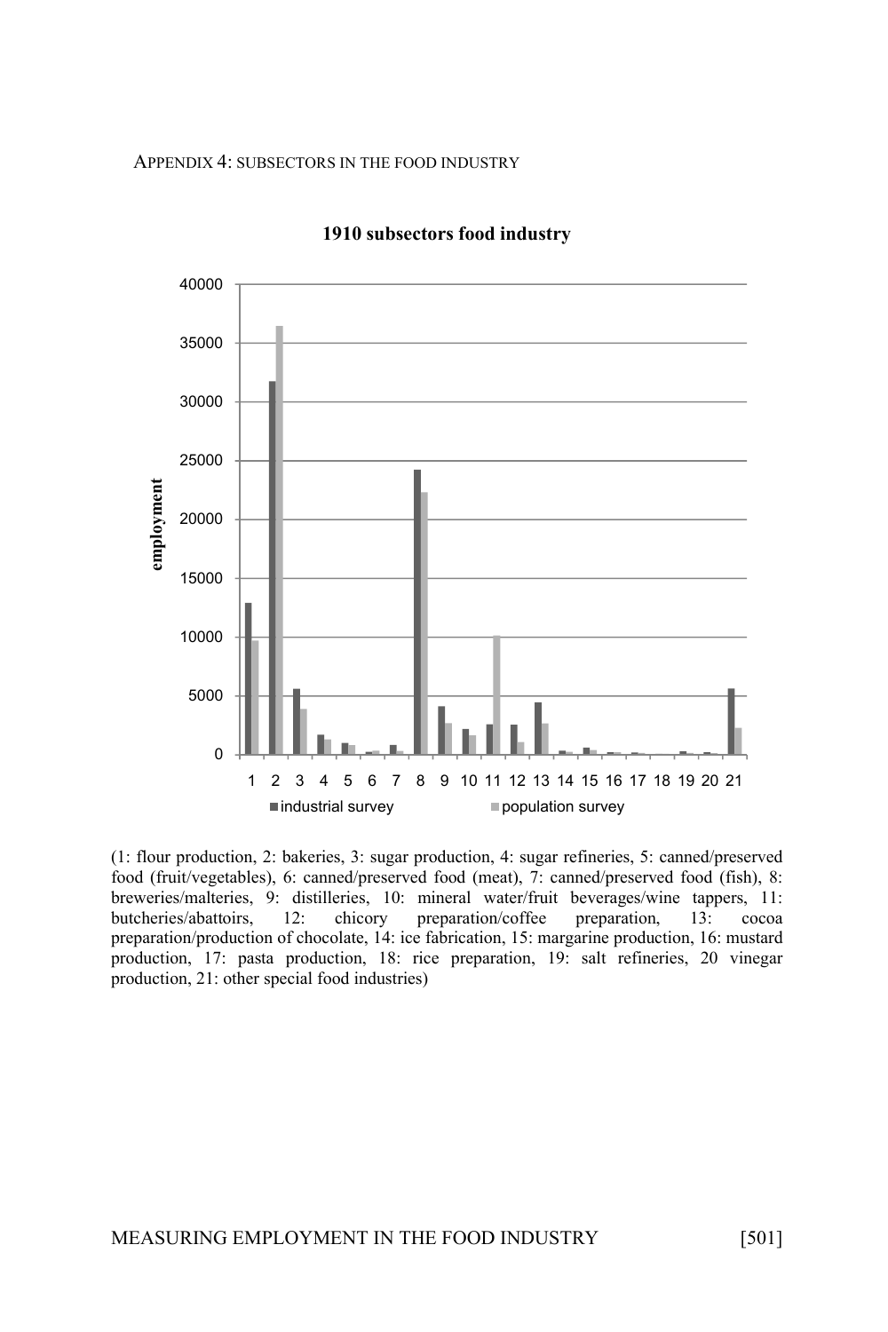APPENDIX 4: SUBSECTORS IN THE FOOD INDUSTRY

**1910 subsectors food industry**

(1: flour production, 2: bakeries, 3: sugar production, 4: sugar refineries, 5: canned/preserved food (fruit/vegetables), 6: canned/preserved food (meat), 7: canned/preserved food (fish), 8: breweries/malteries, 9: distilleries, 10: mineral water/fruit beverages/wine tappers, 11: butcheries/abattoirs, 12: chicory preparation/coffee preparation, 13: cocoa preparation/production of chocolate, 14: ice fabrication, 15: margarine production, 16: mustard production, 17: pasta production, 18: rice preparation, 19: salt refineries, 20 vinegar production, 21: other special food industries)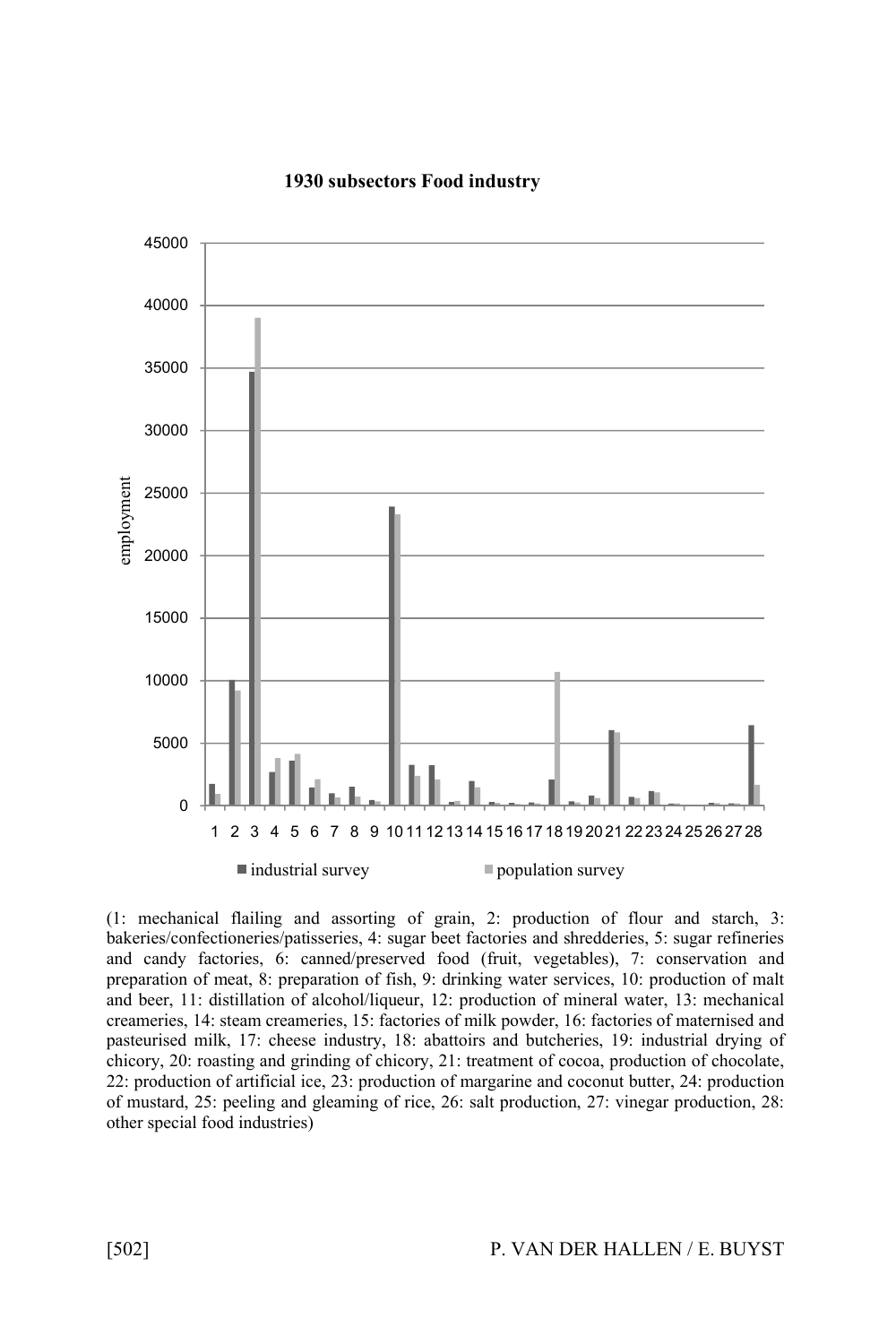**1930 subsectors Food industry**

(1: mechanical flailing and assorting of grain, 2: production of flour and starch, 3: bakeries/confectioneries/patisseries, 4: sugar beet factories and shredderies, 5: sugar refineries and candy factories, 6: canned/preserved food (fruit, vegetables), 7: conservation and preparation of meat, 8: preparation of fish, 9: drinking water services, 10: production of malt and beer, 11: distillation of alcohol/liqueur, 12: production of mineral water, 13: mechanical creameries, 14: steam creameries, 15: factories of milk powder, 16: factories of maternised and pasteurised milk, 17: cheese industry, 18: abattoirs and butcheries, 19: industrial drying of chicory, 20: roasting and grinding of chicory, 21: treatment of cocoa, production of chocolate, 22: production of artificial ice, 23: production of margarine and coconut butter, 24: production of mustard, 25: peeling and gleaming of rice, 26: salt production, 27: vinegar production, 28: other special food industries)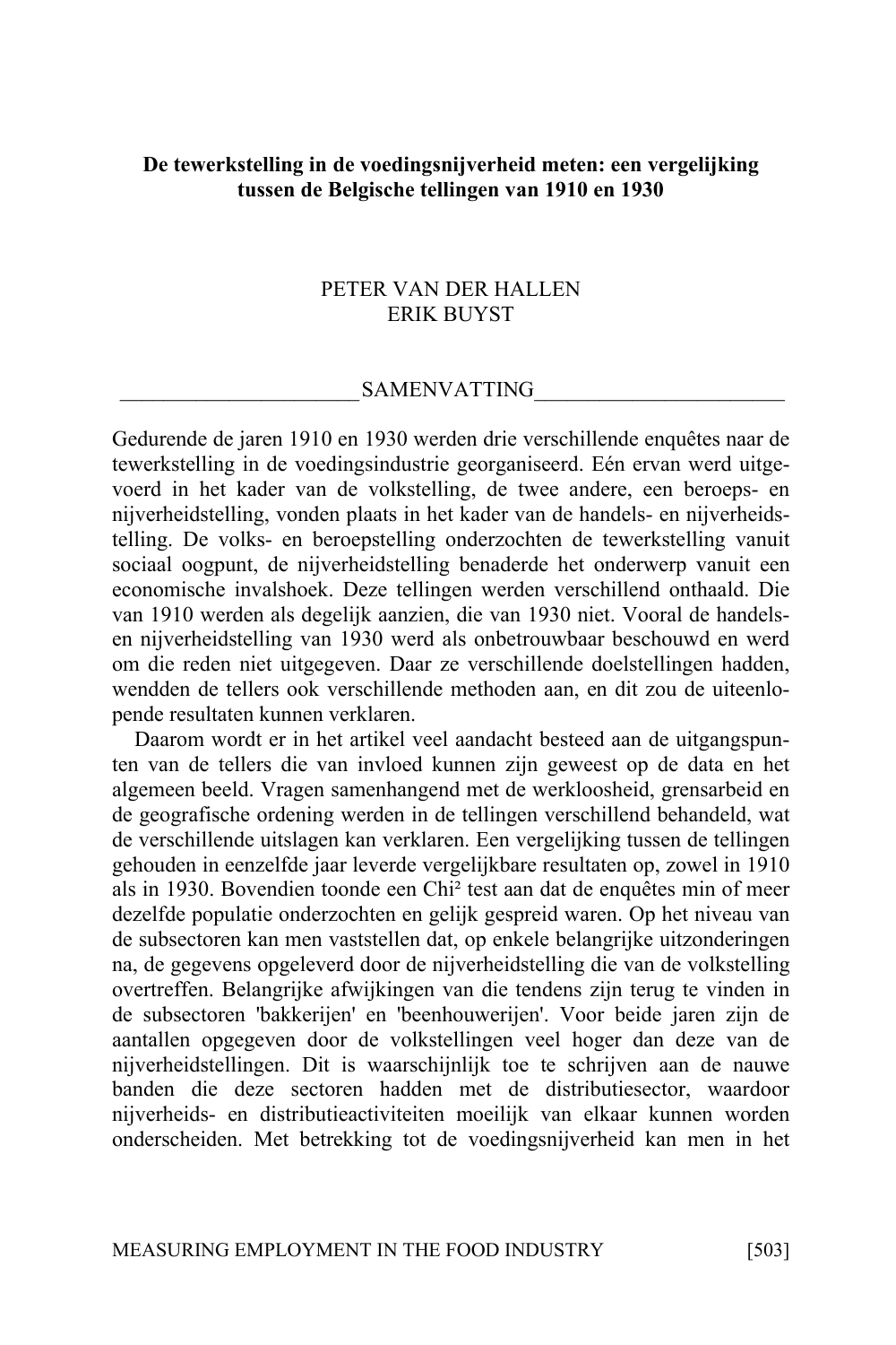**De tewerkstelling in de voedingsnijverheid meten: een vergelijking tussen de Belgische tellingen van 1910 en 1930**

PETER VAN DER HALLEN
ERIK BUYST

## SAMENVATTING

Gedurende de jaren 1910 en 1930 werden drie verschillende enquêtes naar de tewerkstelling in de voedingsindustrie georganiseerd. Eén ervan werd uitgevoerd in het kader van de volkstelling, de twee andere, een beroeps- en nijverheidstelling, vonden plaats in het kader van de handels- en nijverheidstelling. De volks- en beroepstelling onderzochten de tewerkstelling vanuit sociaal oogpunt, de nijverheidstelling benaderde het onderwerp vanuit een economische invalshoek. Deze tellingen werden verschillend onthaald. Die van 1910 werden als degelijk aanzien, die van 1930 niet. Vooral de handels- en nijverheidstelling van 1930 werd als onbetrouwbaar beschouwd en werd om die reden niet uitgegeven. Daar ze verschillende doelstellingen hadden, wendden de tellers ook verschillende methoden aan, en dit zou de uiteenlopende resultaten kunnen verklaren.

Daarom wordt er in het artikel veel aandacht besteed aan de uitgangspunten van de tellers die van invloed kunnen zijn geweest op de data en het algemeen beeld. Vragen samenhangend met de werkloosheid, grensarbeid en de geografische ordening werden in de tellingen verschillend behandeld, wat de verschillende uitslagen kan verklaren. Een vergelijking tussen de tellingen gehouden in eenzelfde jaar leverde vergelijkbare resultaten op, zowel in 1910 als in 1930. Bovendien toonde een Chi² test aan dat de enquêtes min of meer dezelfde populatie onderzochten en gelijk gespreid waren. Op het niveau van de subsectoren kan men vaststellen dat, op enkele belangrijke uitzonderingen na, de gegevens opgeleverd door de nijverheidstelling die van de volkstelling overtreffen. Belangrijke afwijkingen van die tendens zijn terug te vinden in de subsectoren 'bakkerijen' en 'beenhouwerijen'. Voor beide jaren zijn de aantallen opgegeven door de volkstellingen veel hoger dan deze van de nijverheidstellingen. Dit is waarschijnlijk toe te schrijven aan de nauwe banden die deze sectoren hadden met de distributiesector, waardoor nijverheids- en distributieactiviteiten moeilijk van elkaar kunnen worden onderscheiden. Met betrekking tot de voedingsnijverheid kan men in het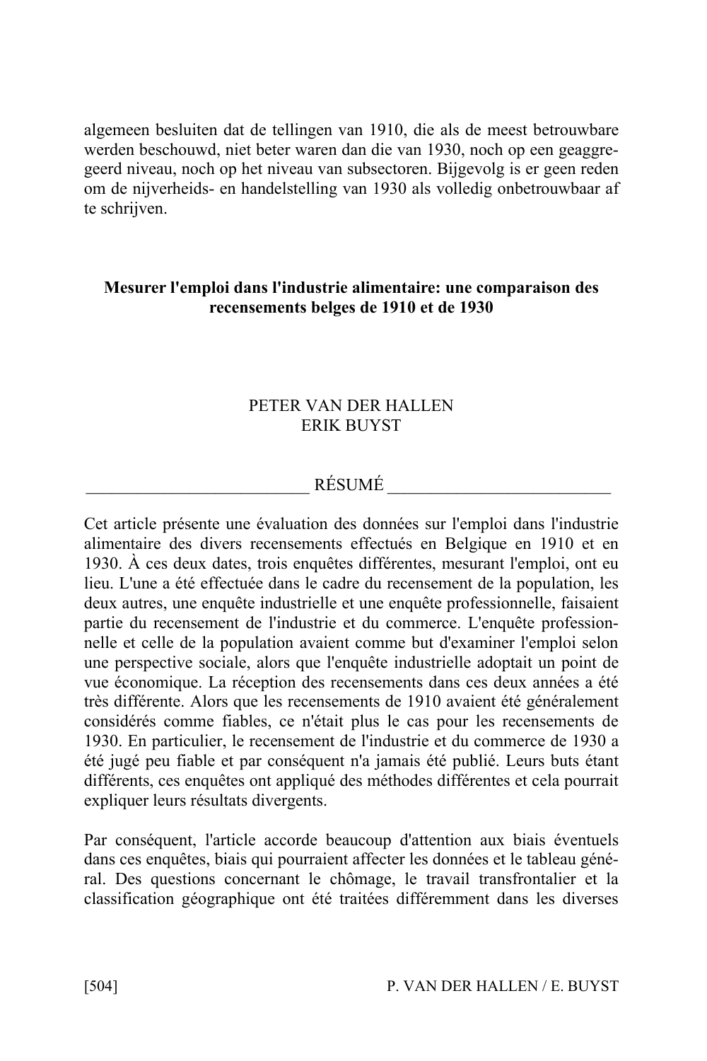algemeen besluiten dat de tellingen van 1910, die als de meest betrouwbare werden beschouwd, niet beter waren dan die van 1930, noch op een geaggregeerd niveau, noch op het niveau van subsectoren. Bijgevolg is er geen reden om de nijverheids- en handelstelling van 1930 als volledig onbetrouwbaar af te schrijven.

## Mesurer l'emploi dans l'industrie alimentaire: une comparaison des recensements belges de 1910 et de 1930

PETER VAN DER HALLEN
ERIK BUYST

### RÉSUMÉ

Cet article présente une évaluation des données sur l'emploi dans l'industrie alimentaire des divers recensements effectués en Belgique en 1910 et en 1930. À ces deux dates, trois enquêtes différentes, mesurant l'emploi, ont eu lieu. L'une a été effectuée dans le cadre du recensement de la population, les deux autres, une enquête industrielle et une enquête professionnelle, faisaient partie du recensement de l'industrie et du commerce. L'enquête professionnelle et celle de la population avaient comme but d'examiner l'emploi selon une perspective sociale, alors que l'enquête industrielle adoptait un point de vue économique. La réception des recensements dans ces deux années a été très différente. Alors que les recensements de 1910 avaient été généralement considérés comme fiables, ce n'était plus le cas pour les recensements de 1930. En particulier, le recensement de l'industrie et du commerce de 1930 a été jugé peu fiable et par conséquent n'a jamais été publié. Leurs buts étant différents, ces enquêtes ont appliqué des méthodes différentes et cela pourrait expliquer leurs résultats divergents.

Par conséquent, l'article accorde beaucoup d'attention aux biais éventuels dans ces enquêtes, biais qui pourraient affecter les données et le tableau général. Des questions concernant le chômage, le travail transfrontalier et la classification géographique ont été traitées différemment dans les diverses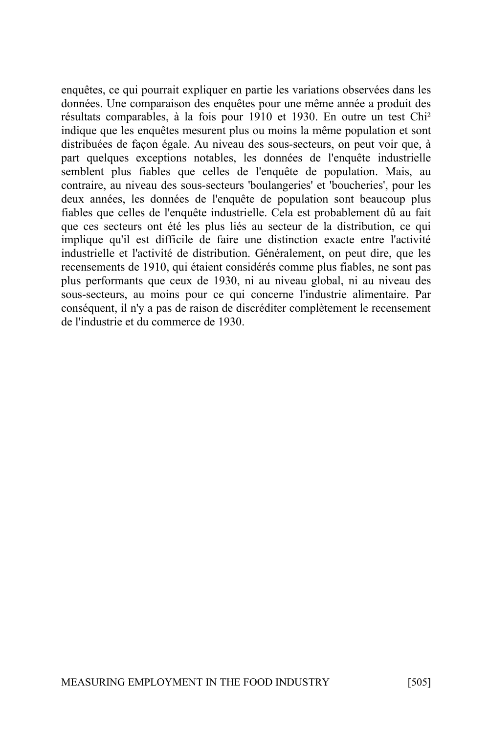enquêtes, ce qui pourrait expliquer en partie les variations observées dans les données. Une comparaison des enquêtes pour une même année a produit des résultats comparables, à la fois pour 1910 et 1930. En outre un test Chi² indique que les enquêtes mesurent plus ou moins la même population et sont distribuées de façon égale. Au niveau des sous-secteurs, on peut voir que, à part quelques exceptions notables, les données de l'enquête industrielle semblent plus fiables que celles de l'enquête de population. Mais, au contraire, au niveau des sous-secteurs 'boulangeries' et 'boucheries', pour les deux années, les données de l'enquête de population sont beaucoup plus fiables que celles de l'enquête industrielle. Cela est probablement dû au fait que ces secteurs ont été les plus liés au secteur de la distribution, ce qui implique qu'il est difficile de faire une distinction exacte entre l'activité industrielle et l'activité de distribution. Généralement, on peut dire, que les recensements de 1910, qui étaient considérés comme plus fiables, ne sont pas plus performants que ceux de 1930, ni au niveau global, ni au niveau des sous-secteurs, au moins pour ce qui concerne l'industrie alimentaire. Par conséquent, il n'y a pas de raison de discréditer complètement le recensement de l'industrie et du commerce de 1930.